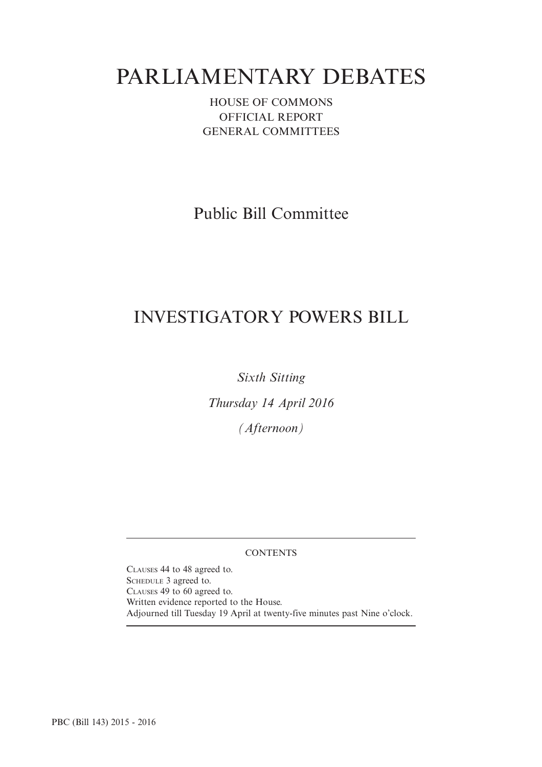# PARLIAMENTARY DEBATES

HOUSE OF COMMONS
OFFICIAL REPORT
GENERAL COMMITTEES

## Public Bill Committee

## INVESTIGATORY POWERS BILL

*Sixth Sitting*

*Thursday 14 April 2016*

*(Afternoon)*

---

CONTENTS

Clauses 44 to 48 agreed to.
Schedule 3 agreed to.
Clauses 49 to 60 agreed to.
Written evidence reported to the House.
Adjourned till Tuesday 19 April at twenty-five minutes past Nine o'clock.

---

PBC (Bill 143) 2015 - 2016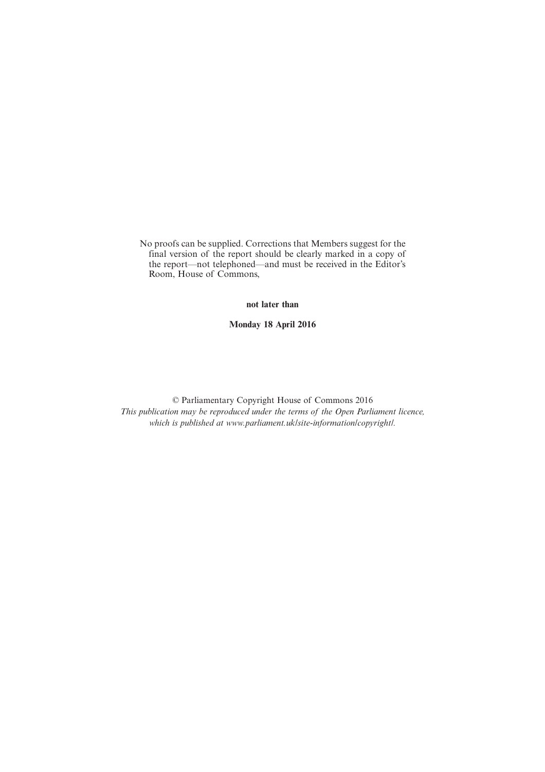No proofs can be supplied. Corrections that Members suggest for the final version of the report should be clearly marked in a copy of the report—not telephoned—and must be received in the Editor's Room, House of Commons,

**not later than**

**Monday 18 April 2016**

© Parliamentary Copyright House of Commons 2016

*This publication may be reproduced under the terms of the Open Parliament licence, which is published at www.parliament.uk/site-information/copyright/.*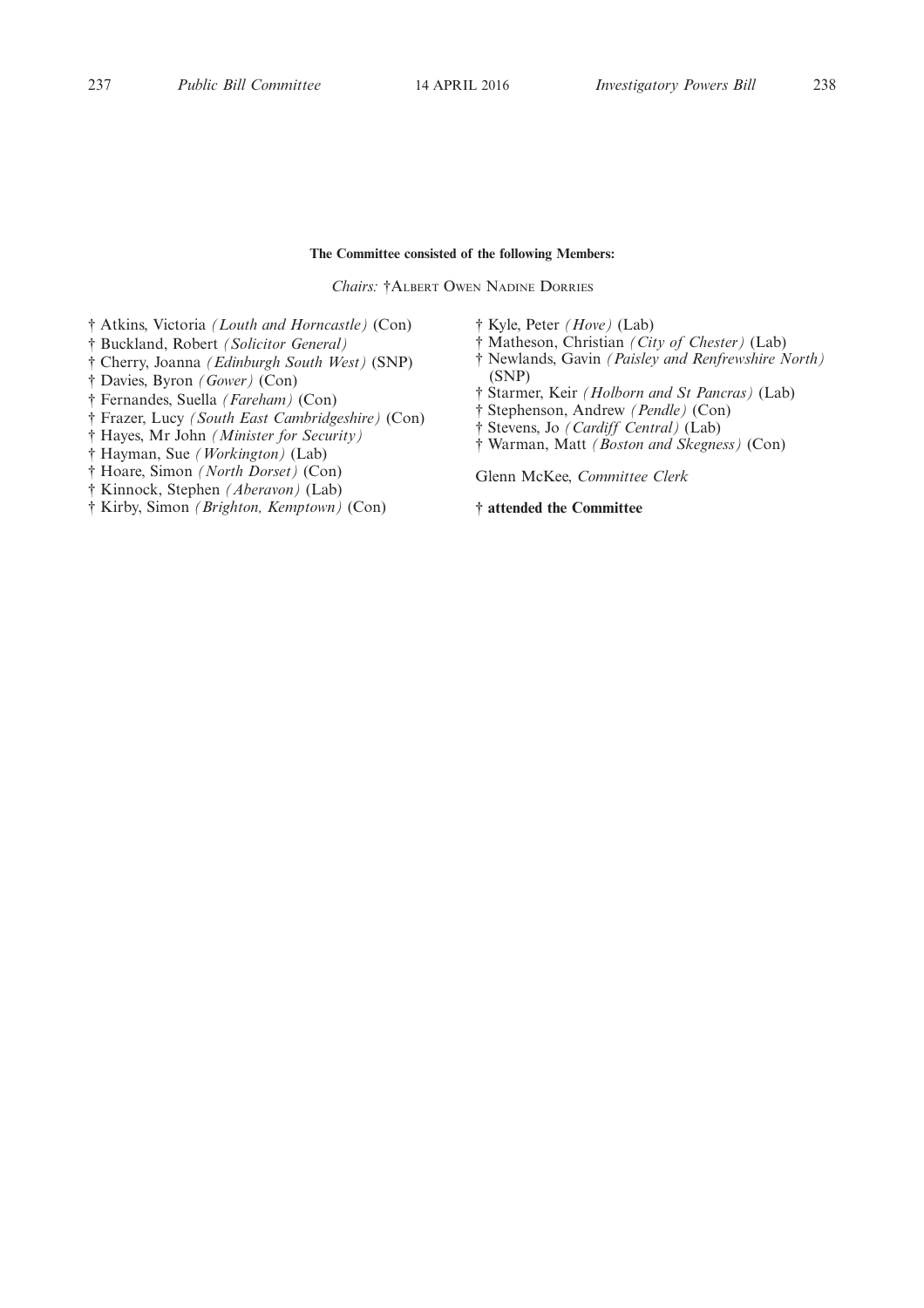**The Committee consisted of the following Members:**

*Chairs:* †Albert Owen Nadine Dorries

† Atkins, Victoria *(Louth and Horncastle)* (Con)
† Buckland, Robert *(Solicitor General)*
† Cherry, Joanna *(Edinburgh South West)* (SNP)
† Davies, Byron *(Gower)* (Con)
† Fernandes, Suella *(Fareham)* (Con)
† Frazer, Lucy *(South East Cambridgeshire)* (Con)
† Hayes, Mr John *(Minister for Security)*
† Hayman, Sue *(Workington)* (Lab)
† Hoare, Simon *(North Dorset)* (Con)
† Kinnock, Stephen *(Aberavon)* (Lab)
† Kirby, Simon *(Brighton, Kemptown)* (Con)
† Kyle, Peter *(Hove)* (Lab)
† Matheson, Christian *(City of Chester)* (Lab)
† Newlands, Gavin *(Paisley and Renfrewshire North)* (SNP)
† Starmer, Keir *(Holborn and St Pancras)* (Lab)
† Stephenson, Andrew *(Pendle)* (Con)
† Stevens, Jo *(Cardiff Central)* (Lab)
† Warman, Matt *(Boston and Skegness)* (Con)

Glenn McKee, *Committee Clerk*

**† attended the Committee**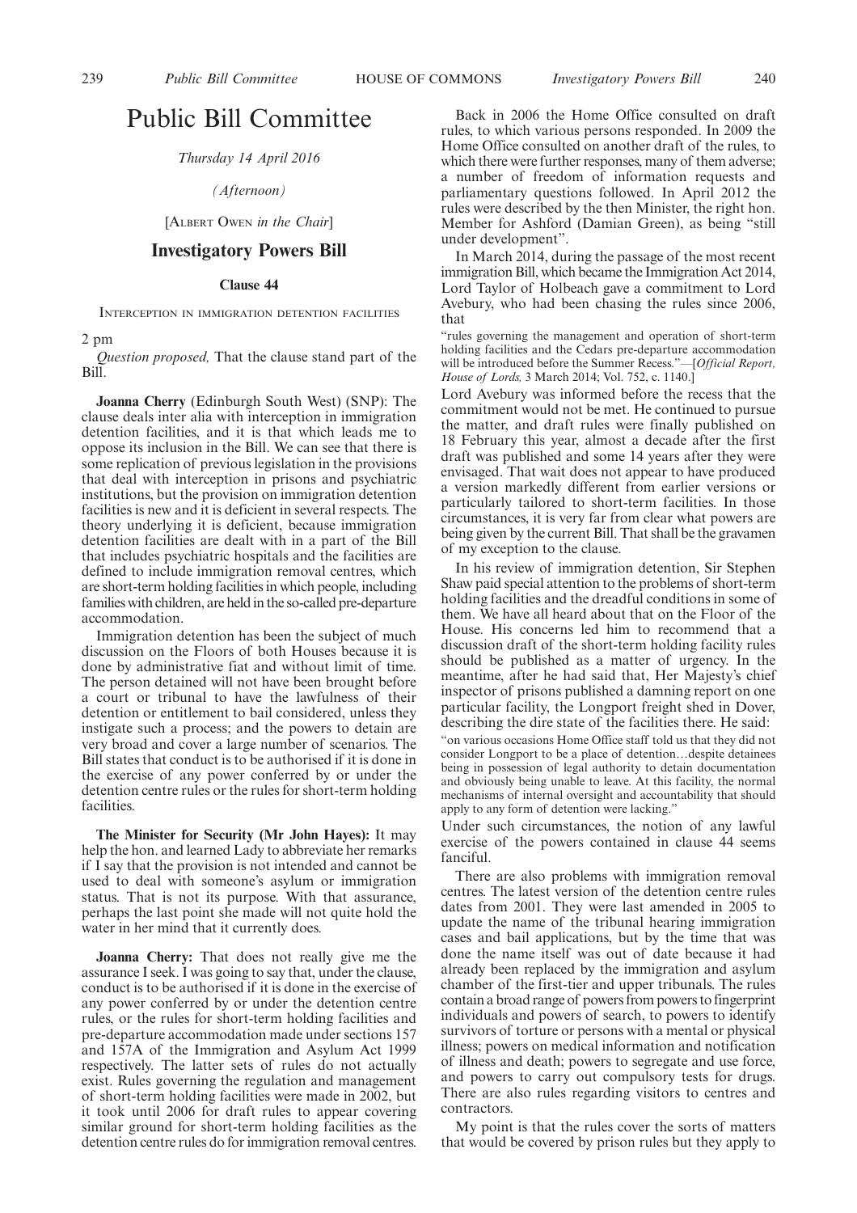# Public Bill Committee

*Thursday 14 April 2016*

*(Afternoon)*

[ALBERT OWEN *in the Chair*]

## Investigatory Powers Bill

### Clause 44

INTERCEPTION IN IMMIGRATION DETENTION FACILITIES

2 pm

*Question proposed,* That the clause stand part of the Bill.

**Joanna Cherry** (Edinburgh South West) (SNP): The clause deals inter alia with interception in immigration detention facilities, and it is that which leads me to oppose its inclusion in the Bill. We can see that there is some replication of previous legislation in the provisions that deal with interception in prisons and psychiatric institutions, but the provision on immigration detention facilities is new and it is deficient in several respects. The theory underlying it is deficient, because immigration detention facilities are dealt with in a part of the Bill that includes psychiatric hospitals and the facilities are defined to include immigration removal centres, which are short-term holding facilities in which people, including families with children, are held in the so-called pre-departure accommodation.

Immigration detention has been the subject of much discussion on the Floors of both Houses because it is done by administrative fiat and without limit of time. The person detained will not have been brought before a court or tribunal to have the lawfulness of their detention or entitlement to bail considered, unless they instigate such a process; and the powers to detain are very broad and cover a large number of scenarios. The Bill states that conduct is to be authorised if it is done in the exercise of any power conferred by or under the detention centre rules or the rules for short-term holding facilities.

**The Minister for Security (Mr John Hayes):** It may help the hon. and learned Lady to abbreviate her remarks if I say that the provision is not intended and cannot be used to deal with someone's asylum or immigration status. That is not its purpose. With that assurance, perhaps the last point she made will not quite hold the water in her mind that it currently does.

**Joanna Cherry:** That does not really give me the assurance I seek. I was going to say that, under the clause, conduct is to be authorised if it is done in the exercise of any power conferred by or under the detention centre rules, or the rules for short-term holding facilities and pre-departure accommodation made under sections 157 and 157A of the Immigration and Asylum Act 1999 respectively. The latter sets of rules do not actually exist. Rules governing the regulation and management of short-term holding facilities were made in 2002, but it took until 2006 for draft rules to appear covering similar ground for short-term holding facilities as the detention centre rules do for immigration removal centres.

Back in 2006 the Home Office consulted on draft rules, to which various persons responded. In 2009 the Home Office consulted on another draft of the rules, to which there were further responses, many of them adverse; a number of freedom of information requests and parliamentary questions followed. In April 2012 the rules were described by the then Minister, the right hon. Member for Ashford (Damian Green), as being "still under development".

In March 2014, during the passage of the most recent immigration Bill, which became the Immigration Act 2014, Lord Taylor of Holbeach gave a commitment to Lord Avebury, who had been chasing the rules since 2006, that

"rules governing the management and operation of short-term holding facilities and the Cedars pre-departure accommodation will be introduced before the Summer Recess."—[*Official Report, House of Lords,* 3 March 2014; Vol. 752, c. 1140.]

Lord Avebury was informed before the recess that the commitment would not be met. He continued to pursue the matter, and draft rules were finally published on 18 February this year, almost a decade after the first draft was published and some 14 years after they were envisaged. That wait does not appear to have produced a version markedly different from earlier versions or particularly tailored to short-term facilities. In those circumstances, it is very far from clear what powers are being given by the current Bill. That shall be the gravamen of my exception to the clause.

In his review of immigration detention, Sir Stephen Shaw paid special attention to the problems of short-term holding facilities and the dreadful conditions in some of them. We have all heard about that on the Floor of the House. His concerns led him to recommend that a discussion draft of the short-term holding facility rules should be published as a matter of urgency. In the meantime, after he had said that, Her Majesty's chief inspector of prisons published a damning report on one particular facility, the Longport freight shed in Dover, describing the dire state of the facilities there. He said:

"on various occasions Home Office staff told us that they did not consider Longport to be a place of detention…despite detainees being in possession of legal authority to detain documentation and obviously being unable to leave. At this facility, the normal mechanisms of internal oversight and accountability that should apply to any form of detention were lacking."

Under such circumstances, the notion of any lawful exercise of the powers contained in clause 44 seems fanciful.

There are also problems with immigration removal centres. The latest version of the detention centre rules dates from 2001. They were last amended in 2005 to update the name of the tribunal hearing immigration cases and bail applications, but by the time that was done the name itself was out of date because it had already been replaced by the immigration and asylum chamber of the first-tier and upper tribunals. The rules contain a broad range of powers from powers to fingerprint individuals and powers of search, to powers to identify survivors of torture or persons with a mental or physical illness; powers on medical information and notification of illness and death; powers to segregate and use force, and powers to carry out compulsory tests for drugs. There are also rules regarding visitors to centres and contractors.

My point is that the rules cover the sorts of matters that would be covered by prison rules but they apply to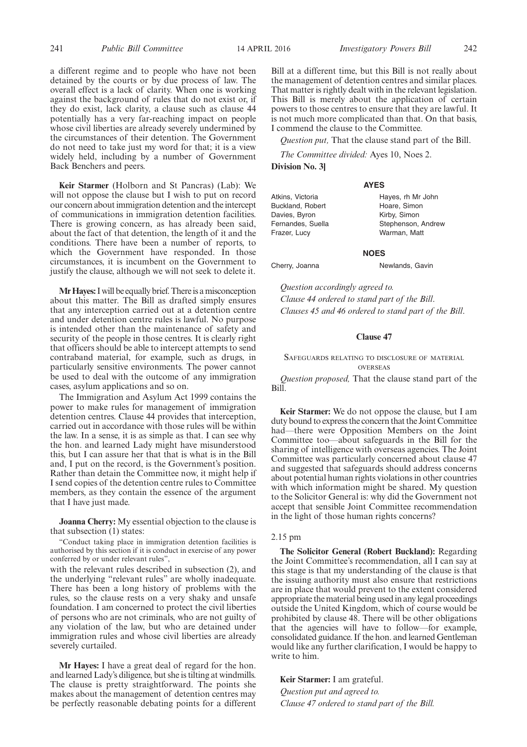a different regime and to people who have not been detained by the courts or by due process of law. The overall effect is a lack of clarity. When one is working against the background of rules that do not exist or, if they do exist, lack clarity, a clause such as clause 44 potentially has a very far-reaching impact on people whose civil liberties are already severely undermined by the circumstances of their detention. The Government do not need to take just my word for that; it is a view widely held, including by a number of Government Back Benchers and peers.

**Keir Starmer** (Holborn and St Pancras) (Lab): We will not oppose the clause but I wish to put on record our concern about immigration detention and the intercept of communications in immigration detention facilities. There is growing concern, as has already been said, about the fact of that detention, the length of it and the conditions. There have been a number of reports, to which the Government have responded. In those circumstances, it is incumbent on the Government to justify the clause, although we will not seek to delete it.

**Mr Hayes:** I will be equally brief. There is a misconception about this matter. The Bill as drafted simply ensures that any interception carried out at a detention centre and under detention centre rules is lawful. No purpose is intended other than the maintenance of safety and security of the people in those centres. It is clearly right that officers should be able to intercept attempts to send contraband material, for example, such as drugs, in particularly sensitive environments. The power cannot be used to deal with the outcome of any immigration cases, asylum applications and so on.

The Immigration and Asylum Act 1999 contains the power to make rules for management of immigration detention centres. Clause 44 provides that interception, carried out in accordance with those rules will be within the law. In a sense, it is as simple as that. I can see why the hon. and learned Lady might have misunderstood this, but I can assure her that that is what is in the Bill and, I put on the record, is the Government's position. Rather than detain the Committee now, it might help if I send copies of the detention centre rules to Committee members, as they contain the essence of the argument that I have just made.

**Joanna Cherry:** My essential objection to the clause is that subsection (1) states:

"Conduct taking place in immigration detention facilities is authorised by this section if it is conduct in exercise of any power conferred by or under relevant rules",

with the relevant rules described in subsection (2), and the underlying "relevant rules" are wholly inadequate. There has been a long history of problems with the rules, so the clause rests on a very shaky and unsafe foundation. I am concerned to protect the civil liberties of persons who are not criminals, who are not guilty of any violation of the law, but who are detained under immigration rules and whose civil liberties are already severely curtailed.

**Mr Hayes:** I have a great deal of regard for the hon. and learned Lady's diligence, but she is tilting at windmills. The clause is pretty straightforward. The points she makes about the management of detention centres may be perfectly reasonable debating points for a different Bill at a different time, but this Bill is not really about the management of detention centres and similar places. That matter is rightly dealt with in the relevant legislation. This Bill is merely about the application of certain powers to those centres to ensure that they are lawful. It is not much more complicated than that. On that basis, I commend the clause to the Committee.

*Question put,* That the clause stand part of the Bill.

*The Committee divided:* Ayes 10, Noes 2.

**Division No. 3]**

**AYES**

Atkins, Victoria
Buckland, Robert
Davies, Byron
Fernandes, Suella
Frazer, Lucy
Hayes, rh Mr John
Hoare, Simon
Kirby, Simon
Stephenson, Andrew
Warman, Matt

**NOES**

Cherry, Joanna
Newlands, Gavin

*Question accordingly agreed to.*

*Clause 44 ordered to stand part of the Bill.*

*Clauses 45 and 46 ordered to stand part of the Bill.*

### Clause 47

SAFEGUARDS RELATING TO DISCLOSURE OF MATERIAL OVERSEAS

*Question proposed,* That the clause stand part of the Bill.

**Keir Starmer:** We do not oppose the clause, but I am duty bound to express the concern that the Joint Committee had—there were Opposition Members on the Joint Committee too—about safeguards in the Bill for the sharing of intelligence with overseas agencies. The Joint Committee was particularly concerned about clause 47 and suggested that safeguards should address concerns about potential human rights violations in other countries with which information might be shared. My question to the Solicitor General is: why did the Government not accept that sensible Joint Committee recommendation in the light of those human rights concerns?

2.15 pm

**The Solicitor General (Robert Buckland):** Regarding the Joint Committee's recommendation, all I can say at this stage is that my understanding of the clause is that the issuing authority must also ensure that restrictions are in place that would prevent to the extent considered appropriate the material being used in any legal proceedings outside the United Kingdom, which of course would be prohibited by clause 48. There will be other obligations that the agencies will have to follow—for example, consolidated guidance. If the hon. and learned Gentleman would like any further clarification, I would be happy to write to him.

**Keir Starmer:** I am grateful.

*Question put and agreed to.*

*Clause 47 ordered to stand part of the Bill.*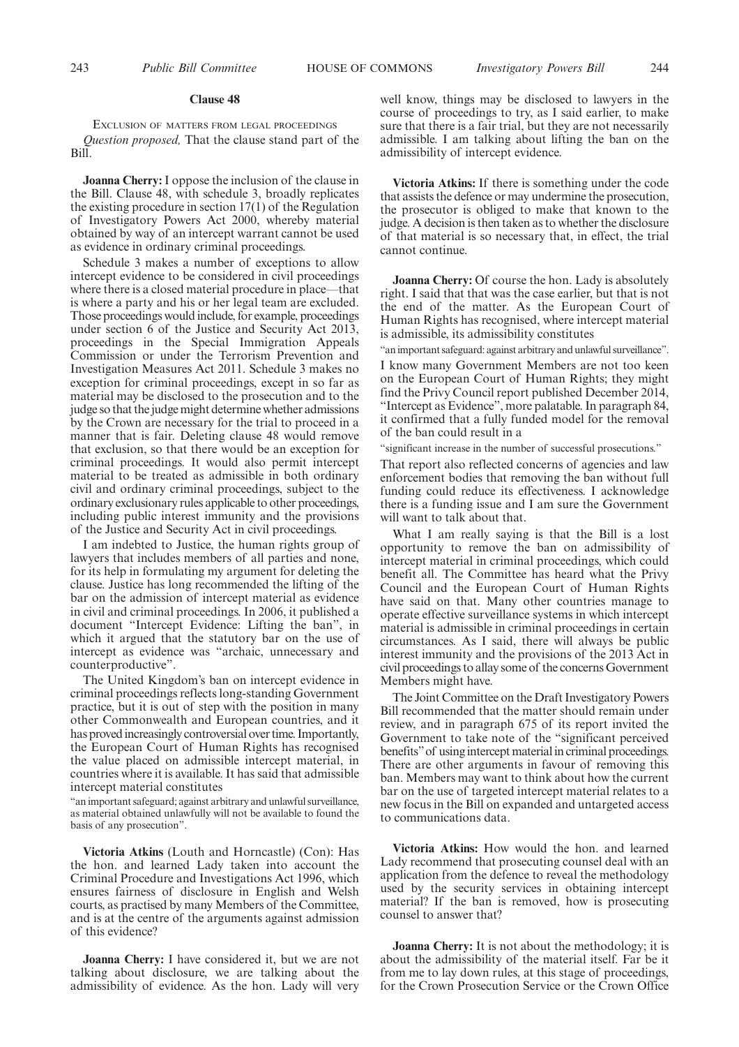## Clause 48

EXCLUSION OF MATTERS FROM LEGAL PROCEEDINGS

*Question proposed,* That the clause stand part of the Bill.

**Joanna Cherry:** I oppose the inclusion of the clause in the Bill. Clause 48, with schedule 3, broadly replicates the existing procedure in section 17(1) of the Regulation of Investigatory Powers Act 2000, whereby material obtained by way of an intercept warrant cannot be used as evidence in ordinary criminal proceedings.

Schedule 3 makes a number of exceptions to allow intercept evidence to be considered in civil proceedings where there is a closed material procedure in place—that is where a party and his or her legal team are excluded. Those proceedings would include, for example, proceedings under section 6 of the Justice and Security Act 2013, proceedings in the Special Immigration Appeals Commission or under the Terrorism Prevention and Investigation Measures Act 2011. Schedule 3 makes no exception for criminal proceedings, except in so far as material may be disclosed to the prosecution and to the judge so that the judge might determine whether admissions by the Crown are necessary for the trial to proceed in a manner that is fair. Deleting clause 48 would remove that exclusion, so that there would be an exception for criminal proceedings. It would also permit intercept material to be treated as admissible in both ordinary civil and ordinary criminal proceedings, subject to the ordinary exclusionary rules applicable to other proceedings, including public interest immunity and the provisions of the Justice and Security Act in civil proceedings.

I am indebted to Justice, the human rights group of lawyers that includes members of all parties and none, for its help in formulating my argument for deleting the clause. Justice has long recommended the lifting of the bar on the admission of intercept material as evidence in civil and criminal proceedings. In 2006, it published a document "Intercept Evidence: Lifting the ban", in which it argued that the statutory bar on the use of intercept as evidence was "archaic, unnecessary and counterproductive".

The United Kingdom's ban on intercept evidence in criminal proceedings reflects long-standing Government practice, but it is out of step with the position in many other Commonwealth and European countries, and it has proved increasingly controversial over time. Importantly, the European Court of Human Rights has recognised the value placed on admissible intercept material, in countries where it is available. It has said that admissible intercept material constitutes

"an important safeguard; against arbitrary and unlawful surveillance, as material obtained unlawfully will not be available to found the basis of any prosecution".

**Victoria Atkins** (Louth and Horncastle) (Con): Has the hon. and learned Lady taken into account the Criminal Procedure and Investigations Act 1996, which ensures fairness of disclosure in English and Welsh courts, as practised by many Members of the Committee, and is at the centre of the arguments against admission of this evidence?

**Joanna Cherry:** I have considered it, but we are not talking about disclosure, we are talking about the admissibility of evidence. As the hon. Lady will very well know, things may be disclosed to lawyers in the course of proceedings to try, as I said earlier, to make sure that there is a fair trial, but they are not necessarily admissible. I am talking about lifting the ban on the admissibility of intercept evidence.

**Victoria Atkins:** If there is something under the code that assists the defence or may undermine the prosecution, the prosecutor is obliged to make that known to the judge. A decision is then taken as to whether the disclosure of that material is so necessary that, in effect, the trial cannot continue.

**Joanna Cherry:** Of course the hon. Lady is absolutely right. I said that that was the case earlier, but that is not the end of the matter. As the European Court of Human Rights has recognised, where intercept material is admissible, its admissibility constitutes

"an important safeguard: against arbitrary and unlawful surveillance".

I know many Government Members are not too keen on the European Court of Human Rights; they might find the Privy Council report published December 2014, "Intercept as Evidence", more palatable. In paragraph 84, it confirmed that a fully funded model for the removal of the ban could result in a

"significant increase in the number of successful prosecutions."

That report also reflected concerns of agencies and law enforcement bodies that removing the ban without full funding could reduce its effectiveness. I acknowledge there is a funding issue and I am sure the Government will want to talk about that.

What I am really saying is that the Bill is a lost opportunity to remove the ban on admissibility of intercept material in criminal proceedings, which could benefit all. The Committee has heard what the Privy Council and the European Court of Human Rights have said on that. Many other countries manage to operate effective surveillance systems in which intercept material is admissible in criminal proceedings in certain circumstances. As I said, there will always be public interest immunity and the provisions of the 2013 Act in civil proceedings to allay some of the concerns Government Members might have.

The Joint Committee on the Draft Investigatory Powers Bill recommended that the matter should remain under review, and in paragraph 675 of its report invited the Government to take note of the "significant perceived benefits" of using intercept material in criminal proceedings. There are other arguments in favour of removing this ban. Members may want to think about how the current bar on the use of targeted intercept material relates to a new focus in the Bill on expanded and untargeted access to communications data.

**Victoria Atkins:** How would the hon. and learned Lady recommend that prosecuting counsel deal with an application from the defence to reveal the methodology used by the security services in obtaining intercept material? If the ban is removed, how is prosecuting counsel to answer that?

**Joanna Cherry:** It is not about the methodology; it is about the admissibility of the material itself. Far be it from me to lay down rules, at this stage of proceedings, for the Crown Prosecution Service or the Crown Office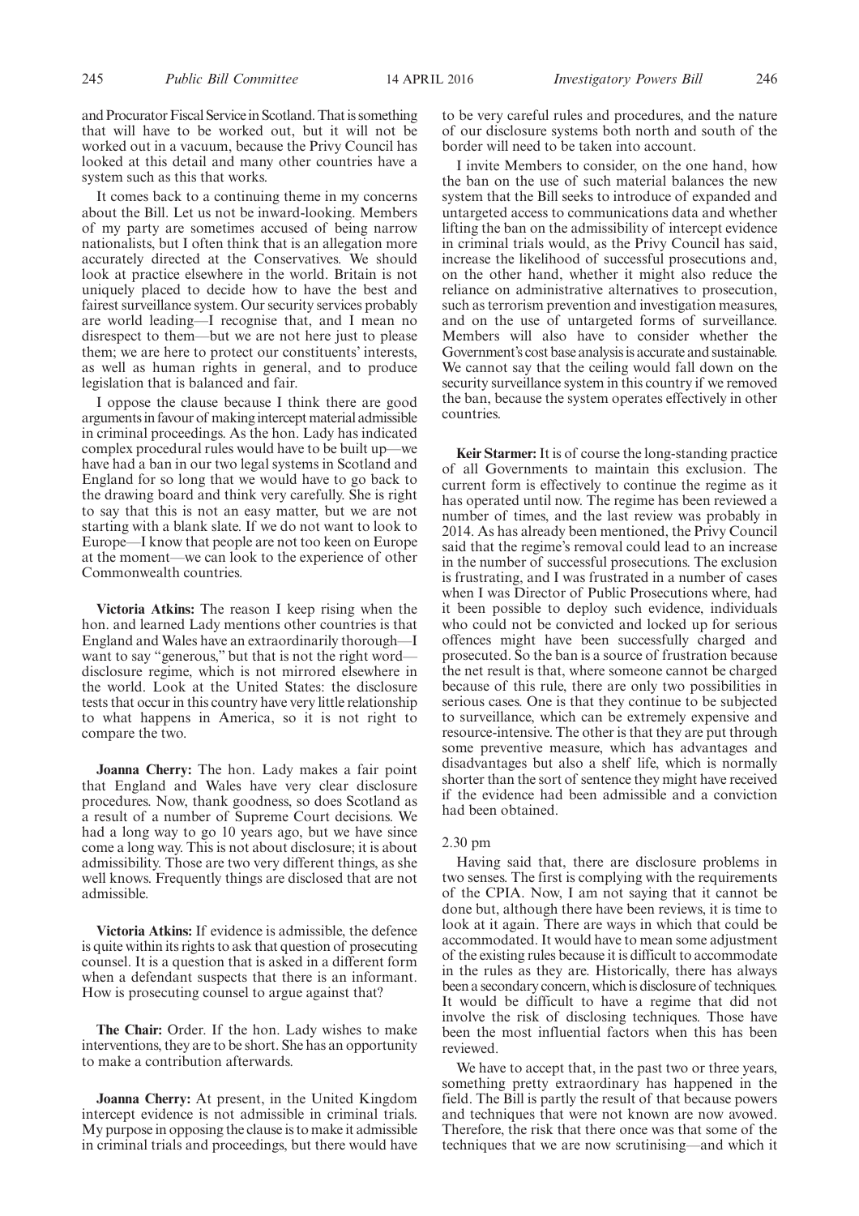and Procurator Fiscal Service in Scotland. That is something that will have to be worked out, but it will not be worked out in a vacuum, because the Privy Council has looked at this detail and many other countries have a system such as this that works.

It comes back to a continuing theme in my concerns about the Bill. Let us not be inward-looking. Members of my party are sometimes accused of being narrow nationalists, but I often think that is an allegation more accurately directed at the Conservatives. We should look at practice elsewhere in the world. Britain is not uniquely placed to decide how to have the best and fairest surveillance system. Our security services probably are world leading—I recognise that, and I mean no disrespect to them—but we are not here just to please them; we are here to protect our constituents' interests, as well as human rights in general, and to produce legislation that is balanced and fair.

I oppose the clause because I think there are good arguments in favour of making intercept material admissible in criminal proceedings. As the hon. Lady has indicated complex procedural rules would have to be built up—we have had a ban in our two legal systems in Scotland and England for so long that we would have to go back to the drawing board and think very carefully. She is right to say that this is not an easy matter, but we are not starting with a blank slate. If we do not want to look to Europe—I know that people are not too keen on Europe at the moment—we can look to the experience of other Commonwealth countries.

**Victoria Atkins:** The reason I keep rising when the hon. and learned Lady mentions other countries is that England and Wales have an extraordinarily thorough—I want to say "generous," but that is not the right word—disclosure regime, which is not mirrored elsewhere in the world. Look at the United States: the disclosure tests that occur in this country have very little relationship to what happens in America, so it is not right to compare the two.

**Joanna Cherry:** The hon. Lady makes a fair point that England and Wales have very clear disclosure procedures. Now, thank goodness, so does Scotland as a result of a number of Supreme Court decisions. We had a long way to go 10 years ago, but we have since come a long way. This is not about disclosure; it is about admissibility. Those are two very different things, as she well knows. Frequently things are disclosed that are not admissible.

**Victoria Atkins:** If evidence is admissible, the defence is quite within its rights to ask that question of prosecuting counsel. It is a question that is asked in a different form when a defendant suspects that there is an informant. How is prosecuting counsel to argue against that?

**The Chair:** Order. If the hon. Lady wishes to make interventions, they are to be short. She has an opportunity to make a contribution afterwards.

**Joanna Cherry:** At present, in the United Kingdom intercept evidence is not admissible in criminal trials. My purpose in opposing the clause is to make it admissible in criminal trials and proceedings, but there would have to be very careful rules and procedures, and the nature of our disclosure systems both north and south of the border will need to be taken into account.

I invite Members to consider, on the one hand, how the ban on the use of such material balances the new system that the Bill seeks to introduce of expanded and untargeted access to communications data and whether lifting the ban on the admissibility of intercept evidence in criminal trials would, as the Privy Council has said, increase the likelihood of successful prosecutions and, on the other hand, whether it might also reduce the reliance on administrative alternatives to prosecution, such as terrorism prevention and investigation measures, and on the use of untargeted forms of surveillance. Members will also have to consider whether the Government's cost base analysis is accurate and sustainable. We cannot say that the ceiling would fall down on the security surveillance system in this country if we removed the ban, because the system operates effectively in other countries.

**Keir Starmer:** It is of course the long-standing practice of all Governments to maintain this exclusion. The current form is effectively to continue the regime as it has operated until now. The regime has been reviewed a number of times, and the last review was probably in 2014. As has already been mentioned, the Privy Council said that the regime's removal could lead to an increase in the number of successful prosecutions. The exclusion is frustrating, and I was frustrated in a number of cases when I was Director of Public Prosecutions where, had it been possible to deploy such evidence, individuals who could not be convicted and locked up for serious offences might have been successfully charged and prosecuted. So the ban is a source of frustration because the net result is that, where someone cannot be charged because of this rule, there are only two possibilities in serious cases. One is that they continue to be subjected to surveillance, which can be extremely expensive and resource-intensive. The other is that they are put through some preventive measure, which has advantages and disadvantages but also a shelf life, which is normally shorter than the sort of sentence they might have received if the evidence had been admissible and a conviction had been obtained.

2.30 pm

Having said that, there are disclosure problems in two senses. The first is complying with the requirements of the CPIA. Now, I am not saying that it cannot be done but, although there have been reviews, it is time to look at it again. There are ways in which that could be accommodated. It would have to mean some adjustment of the existing rules because it is difficult to accommodate in the rules as they are. Historically, there has always been a secondary concern, which is disclosure of techniques. It would be difficult to have a regime that did not involve the risk of disclosing techniques. Those have been the most influential factors when this has been reviewed.

We have to accept that, in the past two or three years, something pretty extraordinary has happened in the field. The Bill is partly the result of that because powers and techniques that were not known are now avowed. Therefore, the risk that there once was that some of the techniques that we are now scrutinising—and which it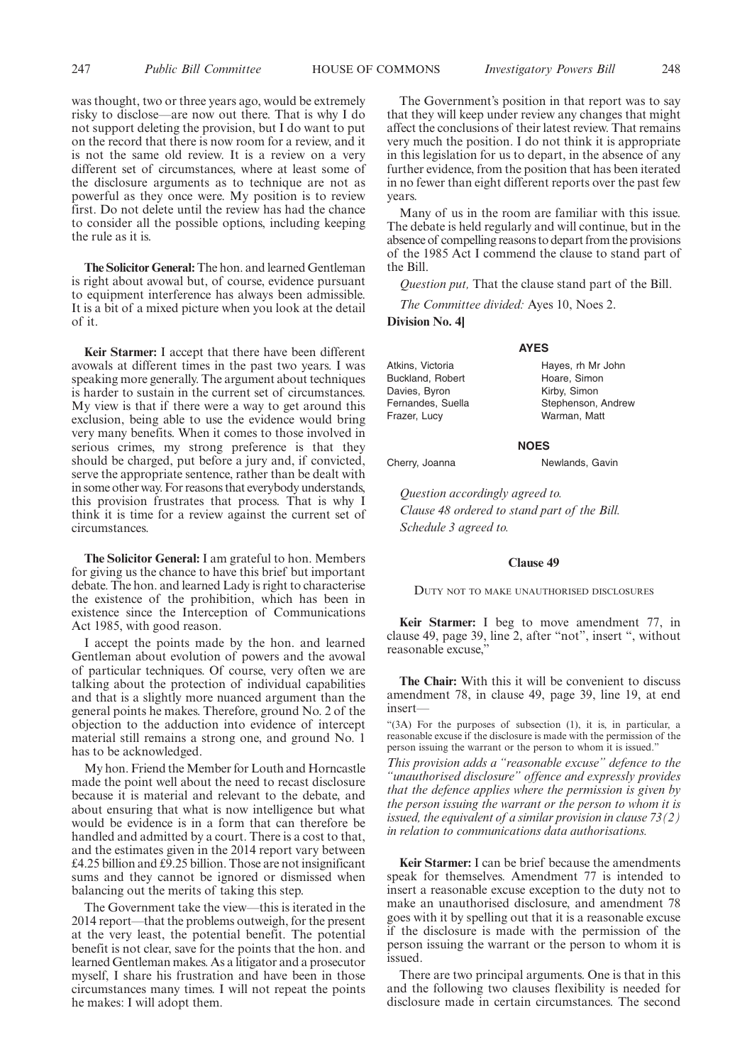was thought, two or three years ago, would be extremely risky to disclose—are now out there. That is why I do not support deleting the provision, but I do want to put on the record that there is now room for a review, and it is not the same old review. It is a review on a very different set of circumstances, where at least some of the disclosure arguments as to technique are not as powerful as they once were. My position is to review first. Do not delete until the review has had the chance to consider all the possible options, including keeping the rule as it is.

**The Solicitor General:** The hon. and learned Gentleman is right about avowal but, of course, evidence pursuant to equipment interference has always been admissible. It is a bit of a mixed picture when you look at the detail of it.

**Keir Starmer:** I accept that there have been different avowals at different times in the past two years. I was speaking more generally. The argument about techniques is harder to sustain in the current set of circumstances. My view is that if there were a way to get around this exclusion, being able to use the evidence would bring very many benefits. When it comes to those involved in serious crimes, my strong preference is that they should be charged, put before a jury and, if convicted, serve the appropriate sentence, rather than be dealt with in some other way. For reasons that everybody understands, this provision frustrates that process. That is why I think it is time for a review against the current set of circumstances.

**The Solicitor General:** I am grateful to hon. Members for giving us the chance to have this brief but important debate. The hon. and learned Lady is right to characterise the existence of the prohibition, which has been in existence since the Interception of Communications Act 1985, with good reason.

I accept the points made by the hon. and learned Gentleman about evolution of powers and the avowal of particular techniques. Of course, very often we are talking about the protection of individual capabilities and that is a slightly more nuanced argument than the general points he makes. Therefore, ground No. 2 of the objection to the adduction into evidence of intercept material still remains a strong one, and ground No. 1 has to be acknowledged.

My hon. Friend the Member for Louth and Horncastle made the point well about the need to recast disclosure because it is material and relevant to the debate, and about ensuring that what is now intelligence but what would be evidence is in a form that can therefore be handled and admitted by a court. There is a cost to that, and the estimates given in the 2014 report vary between £4.25 billion and £9.25 billion. Those are not insignificant sums and they cannot be ignored or dismissed when balancing out the merits of taking this step.

The Government take the view—this is iterated in the 2014 report—that the problems outweigh, for the present at the very least, the potential benefit. The potential benefit is not clear, save for the points that the hon. and learned Gentleman makes. As a litigator and a prosecutor myself, I share his frustration and have been in those circumstances many times. I will not repeat the points he makes: I will adopt them.

The Government's position in that report was to say that they will keep under review any changes that might affect the conclusions of their latest review. That remains very much the position. I do not think it is appropriate in this legislation for us to depart, in the absence of any further evidence, from the position that has been iterated in no fewer than eight different reports over the past few years.

Many of us in the room are familiar with this issue. The debate is held regularly and will continue, but in the absence of compelling reasons to depart from the provisions of the 1985 Act I commend the clause to stand part of the Bill.

*Question put,* That the clause stand part of the Bill.

*The Committee divided:* Ayes 10, Noes 2.

**Division No. 4]**

**AYES**

Atkins, Victoria
Buckland, Robert
Davies, Byron
Fernandes, Suella
Frazer, Lucy
Hayes, rh Mr John
Hoare, Simon
Kirby, Simon
Stephenson, Andrew
Warman, Matt

**NOES**

Cherry, Joanna
Newlands, Gavin

*Question accordingly agreed to.*

*Clause 48 ordered to stand part of the Bill.*

*Schedule 3 agreed to.*

## Clause 49

Duty not to make unauthorised disclosures

**Keir Starmer:** I beg to move amendment 77, in clause 49, page 39, line 2, after "not", insert ", without reasonable excuse,"

**The Chair:** With this it will be convenient to discuss amendment 78, in clause 49, page 39, line 19, at end insert—

"(3A) For the purposes of subsection (1), it is, in particular, a reasonable excuse if the disclosure is made with the permission of the person issuing the warrant or the person to whom it is issued."

*This provision adds a "reasonable excuse" defence to the "unauthorised disclosure" offence and expressly provides that the defence applies where the permission is given by the person issuing the warrant or the person to whom it is issued, the equivalent of a similar provision in clause 73(2) in relation to communications data authorisations.*

**Keir Starmer:** I can be brief because the amendments speak for themselves. Amendment 77 is intended to insert a reasonable excuse exception to the duty not to make an unauthorised disclosure, and amendment 78 goes with it by spelling out that it is a reasonable excuse if the disclosure is made with the permission of the person issuing the warrant or the person to whom it is issued.

There are two principal arguments. One is that in this and the following two clauses flexibility is needed for disclosure made in certain circumstances. The second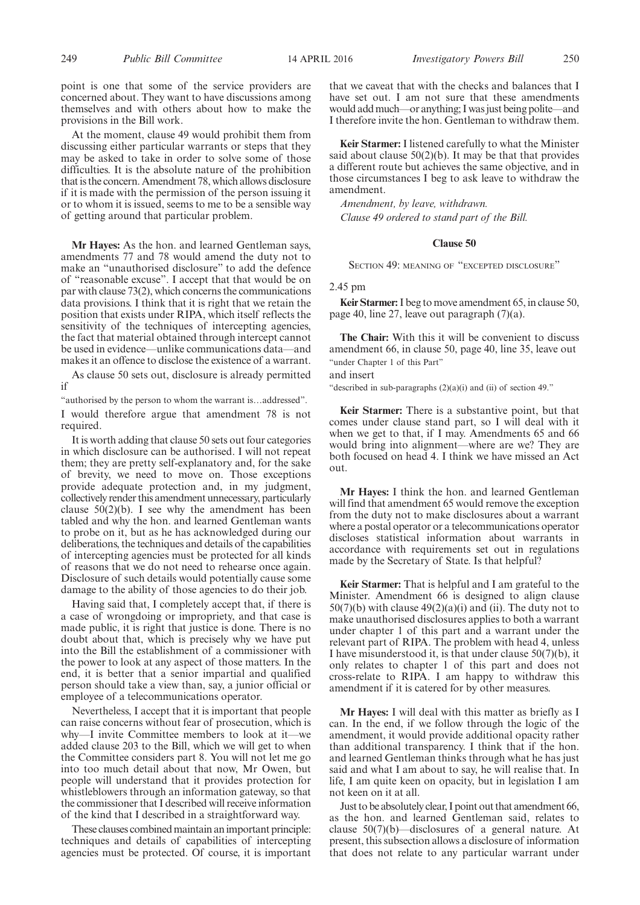point is one that some of the service providers are concerned about. They want to have discussions among themselves and with others about how to make the provisions in the Bill work.

At the moment, clause 49 would prohibit them from discussing either particular warrants or steps that they may be asked to take in order to solve some of those difficulties. It is the absolute nature of the prohibition that is the concern. Amendment 78, which allows disclosure if it is made with the permission of the person issuing it or to whom it is issued, seems to me to be a sensible way of getting around that particular problem.

**Mr Hayes:** As the hon. and learned Gentleman says, amendments 77 and 78 would amend the duty not to make an "unauthorised disclosure" to add the defence of "reasonable excuse". I accept that that would be on par with clause 73(2), which concerns the communications data provisions. I think that it is right that we retain the position that exists under RIPA, which itself reflects the sensitivity of the techniques of intercepting agencies, the fact that material obtained through intercept cannot be used in evidence—unlike communications data—and makes it an offence to disclose the existence of a warrant.

As clause 50 sets out, disclosure is already permitted if

"authorised by the person to whom the warrant is…addressed".

I would therefore argue that amendment 78 is not required.

It is worth adding that clause 50 sets out four categories in which disclosure can be authorised. I will not repeat them; they are pretty self-explanatory and, for the sake of brevity, we need to move on. Those exceptions provide adequate protection and, in my judgment, collectively render this amendment unnecessary, particularly clause 50(2)(b). I see why the amendment has been tabled and why the hon. and learned Gentleman wants to probe on it, but as he has acknowledged during our deliberations, the techniques and details of the capabilities of intercepting agencies must be protected for all kinds of reasons that we do not need to rehearse once again. Disclosure of such details would potentially cause some damage to the ability of those agencies to do their job.

Having said that, I completely accept that, if there is a case of wrongdoing or impropriety, and that case is made public, it is right that justice is done. There is no doubt about that, which is precisely why we have put into the Bill the establishment of a commissioner with the power to look at any aspect of those matters. In the end, it is better that a senior impartial and qualified person should take a view than, say, a junior official or employee of a telecommunications operator.

Nevertheless, I accept that it is important that people can raise concerns without fear of prosecution, which is why—I invite Committee members to look at it—we added clause 203 to the Bill, which we will get to when the Committee considers part 8. You will not let me go into too much detail about that now, Mr Owen, but people will understand that it provides protection for whistleblowers through an information gateway, so that the commissioner that I described will receive information of the kind that I described in a straightforward way.

These clauses combined maintain an important principle: techniques and details of capabilities of intercepting agencies must be protected. Of course, it is important that we caveat that with the checks and balances that I have set out. I am not sure that these amendments would add much—or anything; I was just being polite—and I therefore invite the hon. Gentleman to withdraw them.

**Keir Starmer:** I listened carefully to what the Minister said about clause 50(2)(b). It may be that that provides a different route but achieves the same objective, and in those circumstances I beg to ask leave to withdraw the amendment.

*Amendment, by leave, withdrawn.*

*Clause 49 ordered to stand part of the Bill.*

## Clause 50

SECTION 49: MEANING OF "EXCEPTED DISCLOSURE"

2.45 pm

**Keir Starmer:** I beg to move amendment 65, in clause 50, page 40, line 27, leave out paragraph (7)(a).

**The Chair:** With this it will be convenient to discuss amendment 66, in clause 50, page 40, line 35, leave out "under Chapter 1 of this Part"

and insert

"described in sub-paragraphs (2)(a)(i) and (ii) of section 49."

**Keir Starmer:** There is a substantive point, but that comes under clause stand part, so I will deal with it when we get to that, if I may. Amendments 65 and 66 would bring into alignment—where are we? They are both focused on head 4. I think we have missed an Act out.

**Mr Hayes:** I think the hon. and learned Gentleman will find that amendment 65 would remove the exception from the duty not to make disclosures about a warrant where a postal operator or a telecommunications operator discloses statistical information about warrants in accordance with requirements set out in regulations made by the Secretary of State. Is that helpful?

**Keir Starmer:** That is helpful and I am grateful to the Minister. Amendment 66 is designed to align clause 50(7)(b) with clause 49(2)(a)(i) and (ii). The duty not to make unauthorised disclosures applies to both a warrant under chapter 1 of this part and a warrant under the relevant part of RIPA. The problem with head 4, unless I have misunderstood it, is that under clause 50(7)(b), it only relates to chapter 1 of this part and does not cross-relate to RIPA. I am happy to withdraw this amendment if it is catered for by other measures.

**Mr Hayes:** I will deal with this matter as briefly as I can. In the end, if we follow through the logic of the amendment, it would provide additional opacity rather than additional transparency. I think that if the hon. and learned Gentleman thinks through what he has just said and what I am about to say, he will realise that. In life, I am quite keen on opacity, but in legislation I am not keen on it at all.

Just to be absolutely clear, I point out that amendment 66, as the hon. and learned Gentleman said, relates to clause 50(7)(b)—disclosures of a general nature. At present, this subsection allows a disclosure of information that does not relate to any particular warrant under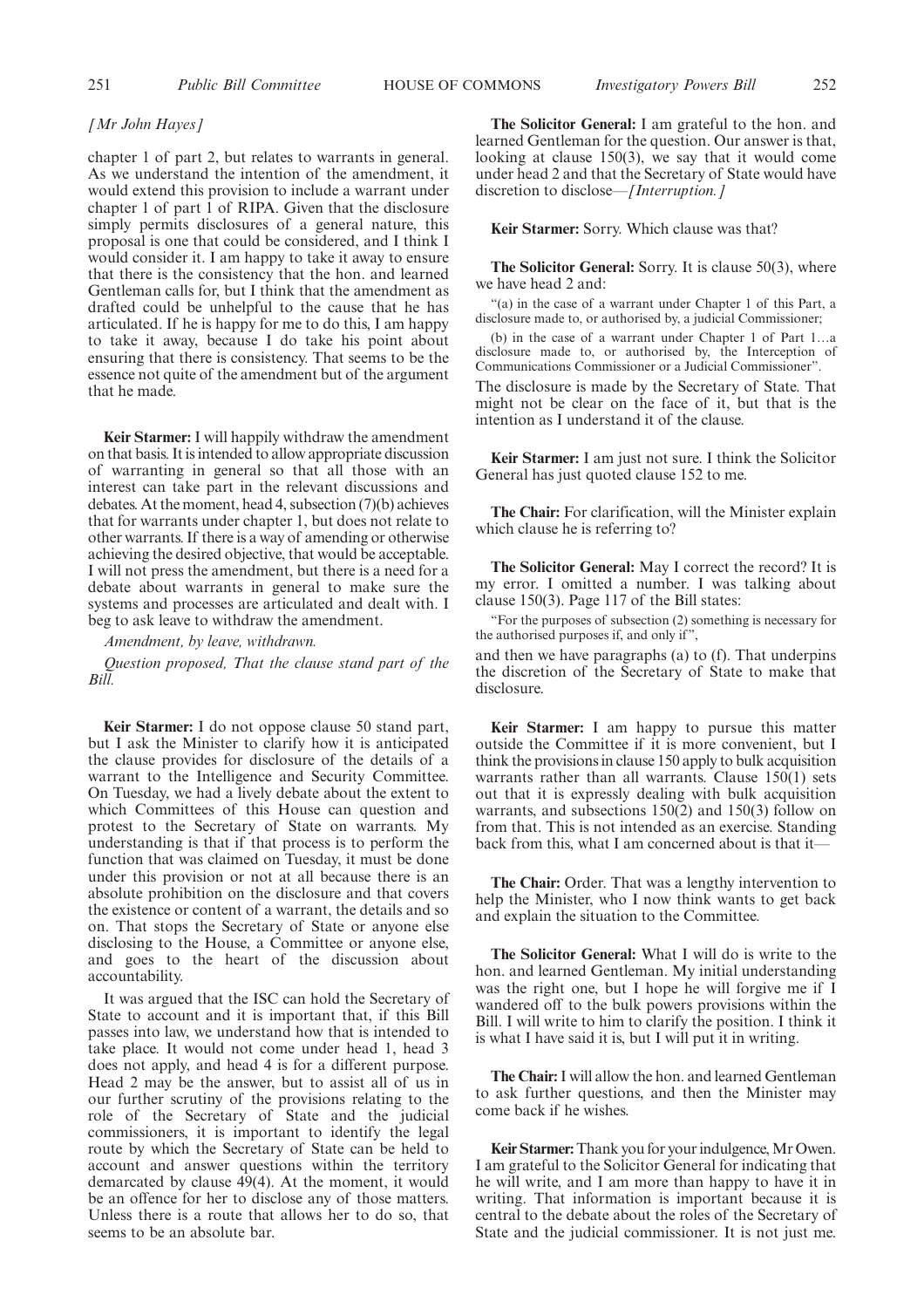*[Mr John Hayes]*

chapter 1 of part 2, but relates to warrants in general. As we understand the intention of the amendment, it would extend this provision to include a warrant under chapter 1 of part 1 of RIPA. Given that the disclosure simply permits disclosures of a general nature, this proposal is one that could be considered, and I think I would consider it. I am happy to take it away to ensure that there is the consistency that the hon. and learned Gentleman calls for, but I think that the amendment as drafted could be unhelpful to the cause that he has articulated. If he is happy for me to do this, I am happy to take it away, because I do take his point about ensuring that there is consistency. That seems to be the essence not quite of the amendment but of the argument that he made.

**Keir Starmer:** I will happily withdraw the amendment on that basis. It is intended to allow appropriate discussion of warranting in general so that all those with an interest can take part in the relevant discussions and debates. At the moment, head 4, subsection (7)(b) achieves that for warrants under chapter 1, but does not relate to other warrants. If there is a way of amending or otherwise achieving the desired objective, that would be acceptable. I will not press the amendment, but there is a need for a debate about warrants in general to make sure the systems and processes are articulated and dealt with. I beg to ask leave to withdraw the amendment.

*Amendment, by leave, withdrawn.*

*Question proposed, That the clause stand part of the Bill.*

**Keir Starmer:** I do not oppose clause 50 stand part, but I ask the Minister to clarify how it is anticipated the clause provides for disclosure of the details of a warrant to the Intelligence and Security Committee. On Tuesday, we had a lively debate about the extent to which Committees of this House can question and protest to the Secretary of State on warrants. My understanding is that if that process is to perform the function that was claimed on Tuesday, it must be done under this provision or not at all because there is an absolute prohibition on the disclosure and that covers the existence or content of a warrant, the details and so on. That stops the Secretary of State or anyone else disclosing to the House, a Committee or anyone else, and goes to the heart of the discussion about accountability.

It was argued that the ISC can hold the Secretary of State to account and it is important that, if this Bill passes into law, we understand how that is intended to take place. It would not come under head 1, head 3 does not apply, and head 4 is for a different purpose. Head 2 may be the answer, but to assist all of us in our further scrutiny of the provisions relating to the role of the Secretary of State and the judicial commissioners, it is important to identify the legal route by which the Secretary of State can be held to account and answer questions within the territory demarcated by clause 49(4). At the moment, it would be an offence for her to disclose any of those matters. Unless there is a route that allows her to do so, that seems to be an absolute bar.

**The Solicitor General:** I am grateful to the hon. and learned Gentleman for the question. Our answer is that, looking at clause 150(3), we say that it would come under head 2 and that the Secretary of State would have discretion to disclose—*[Interruption.]*

**Keir Starmer:** Sorry. Which clause was that?

**The Solicitor General:** Sorry. It is clause 50(3), where we have head 2 and:

"(a) in the case of a warrant under Chapter 1 of this Part, a disclosure made to, or authorised by, a judicial Commissioner;

(b) in the case of a warrant under Chapter 1 of Part 1…a disclosure made to, or authorised by, the Interception of Communications Commissioner or a Judicial Commissioner".

The disclosure is made by the Secretary of State. That might not be clear on the face of it, but that is the intention as I understand it of the clause.

**Keir Starmer:** I am just not sure. I think the Solicitor General has just quoted clause 152 to me.

**The Chair:** For clarification, will the Minister explain which clause he is referring to?

**The Solicitor General:** May I correct the record? It is my error. I omitted a number. I was talking about clause 150(3). Page 117 of the Bill states:

"For the purposes of subsection (2) something is necessary for the authorised purposes if, and only if",

and then we have paragraphs (a) to (f). That underpins the discretion of the Secretary of State to make that disclosure.

**Keir Starmer:** I am happy to pursue this matter outside the Committee if it is more convenient, but I think the provisions in clause 150 apply to bulk acquisition warrants rather than all warrants. Clause 150(1) sets out that it is expressly dealing with bulk acquisition warrants, and subsections 150(2) and 150(3) follow on from that. This is not intended as an exercise. Standing back from this, what I am concerned about is that it—

**The Chair:** Order. That was a lengthy intervention to help the Minister, who I now think wants to get back and explain the situation to the Committee.

**The Solicitor General:** What I will do is write to the hon. and learned Gentleman. My initial understanding was the right one, but I hope he will forgive me if I wandered off to the bulk powers provisions within the Bill. I will write to him to clarify the position. I think it is what I have said it is, but I will put it in writing.

**The Chair:** I will allow the hon. and learned Gentleman to ask further questions, and then the Minister may come back if he wishes.

**Keir Starmer:** Thank you for your indulgence, Mr Owen. I am grateful to the Solicitor General for indicating that he will write, and I am more than happy to have it in writing. That information is important because it is central to the debate about the roles of the Secretary of State and the judicial commissioner. It is not just me.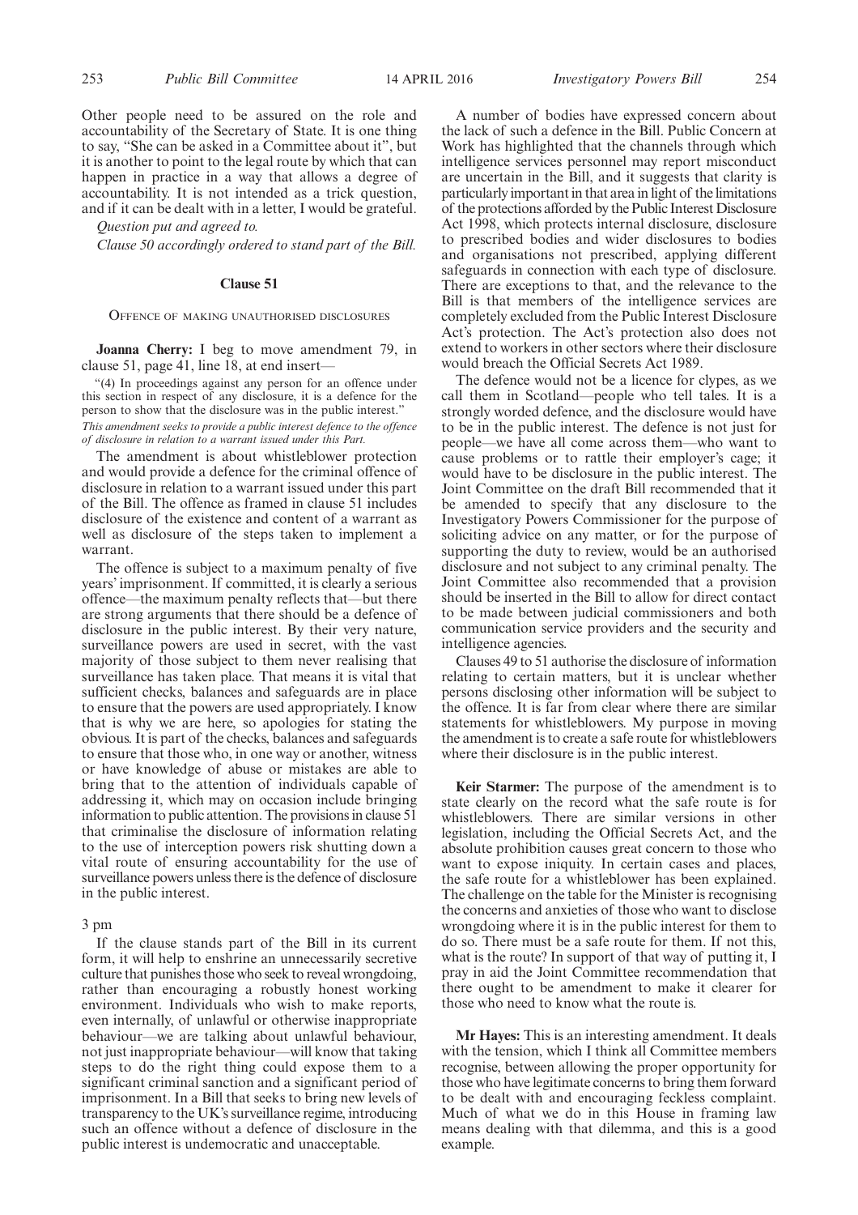Other people need to be assured on the role and accountability of the Secretary of State. It is one thing to say, "She can be asked in a Committee about it", but it is another to point to the legal route by which that can happen in practice in a way that allows a degree of accountability. It is not intended as a trick question, and if it can be dealt with in a letter, I would be grateful.

*Question put and agreed to.*

*Clause 50 accordingly ordered to stand part of the Bill.*

### Clause 51

OFFENCE OF MAKING UNAUTHORISED DISCLOSURES

**Joanna Cherry:** I beg to move amendment 79, in clause 51, page 41, line 18, at end insert—

"(4) In proceedings against any person for an offence under this section in respect of any disclosure, it is a defence for the person to show that the disclosure was in the public interest."

*This amendment seeks to provide a public interest defence to the offence of disclosure in relation to a warrant issued under this Part.*

The amendment is about whistleblower protection and would provide a defence for the criminal offence of disclosure in relation to a warrant issued under this part of the Bill. The offence as framed in clause 51 includes disclosure of the existence and content of a warrant as well as disclosure of the steps taken to implement a warrant.

The offence is subject to a maximum penalty of five years' imprisonment. If committed, it is clearly a serious offence—the maximum penalty reflects that—but there are strong arguments that there should be a defence of disclosure in the public interest. By their very nature, surveillance powers are used in secret, with the vast majority of those subject to them never realising that surveillance has taken place. That means it is vital that sufficient checks, balances and safeguards are in place to ensure that the powers are used appropriately. I know that is why we are here, so apologies for stating the obvious. It is part of the checks, balances and safeguards to ensure that those who, in one way or another, witness or have knowledge of abuse or mistakes are able to bring that to the attention of individuals capable of addressing it, which may on occasion include bringing information to public attention. The provisions in clause 51 that criminalise the disclosure of information relating to the use of interception powers risk shutting down a vital route of ensuring accountability for the use of surveillance powers unless there is the defence of disclosure in the public interest.

3 pm

If the clause stands part of the Bill in its current form, it will help to enshrine an unnecessarily secretive culture that punishes those who seek to reveal wrongdoing, rather than encouraging a robustly honest working environment. Individuals who wish to make reports, even internally, of unlawful or otherwise inappropriate behaviour—we are talking about unlawful behaviour, not just inappropriate behaviour—will know that taking steps to do the right thing could expose them to a significant criminal sanction and a significant period of imprisonment. In a Bill that seeks to bring new levels of transparency to the UK's surveillance regime, introducing such an offence without a defence of disclosure in the public interest is undemocratic and unacceptable.

A number of bodies have expressed concern about the lack of such a defence in the Bill. Public Concern at Work has highlighted that the channels through which intelligence services personnel may report misconduct are uncertain in the Bill, and it suggests that clarity is particularly important in that area in light of the limitations of the protections afforded by the Public Interest Disclosure Act 1998, which protects internal disclosure, disclosure to prescribed bodies and wider disclosures to bodies and organisations not prescribed, applying different safeguards in connection with each type of disclosure. There are exceptions to that, and the relevance to the Bill is that members of the intelligence services are completely excluded from the Public Interest Disclosure Act's protection. The Act's protection also does not extend to workers in other sectors where their disclosure would breach the Official Secrets Act 1989.

The defence would not be a licence for clypes, as we call them in Scotland—people who tell tales. It is a strongly worded defence, and the disclosure would have to be in the public interest. The defence is not just for people—we have all come across them—who want to cause problems or to rattle their employer's cage; it would have to be disclosure in the public interest. The Joint Committee on the draft Bill recommended that it be amended to specify that any disclosure to the Investigatory Powers Commissioner for the purpose of soliciting advice on any matter, or for the purpose of supporting the duty to review, would be an authorised disclosure and not subject to any criminal penalty. The Joint Committee also recommended that a provision should be inserted in the Bill to allow for direct contact to be made between judicial commissioners and both communication service providers and the security and intelligence agencies.

Clauses 49 to 51 authorise the disclosure of information relating to certain matters, but it is unclear whether persons disclosing other information will be subject to the offence. It is far from clear where there are similar statements for whistleblowers. My purpose in moving the amendment is to create a safe route for whistleblowers where their disclosure is in the public interest.

**Keir Starmer:** The purpose of the amendment is to state clearly on the record what the safe route is for whistleblowers. There are similar versions in other legislation, including the Official Secrets Act, and the absolute prohibition causes great concern to those who want to expose iniquity. In certain cases and places, the safe route for a whistleblower has been explained. The challenge on the table for the Minister is recognising the concerns and anxieties of those who want to disclose wrongdoing where it is in the public interest for them to do so. There must be a safe route for them. If not this, what is the route? In support of that way of putting it, I pray in aid the Joint Committee recommendation that there ought to be amendment to make it clearer for those who need to know what the route is.

**Mr Hayes:** This is an interesting amendment. It deals with the tension, which I think all Committee members recognise, between allowing the proper opportunity for those who have legitimate concerns to bring them forward to be dealt with and encouraging feckless complaint. Much of what we do in this House in framing law means dealing with that dilemma, and this is a good example.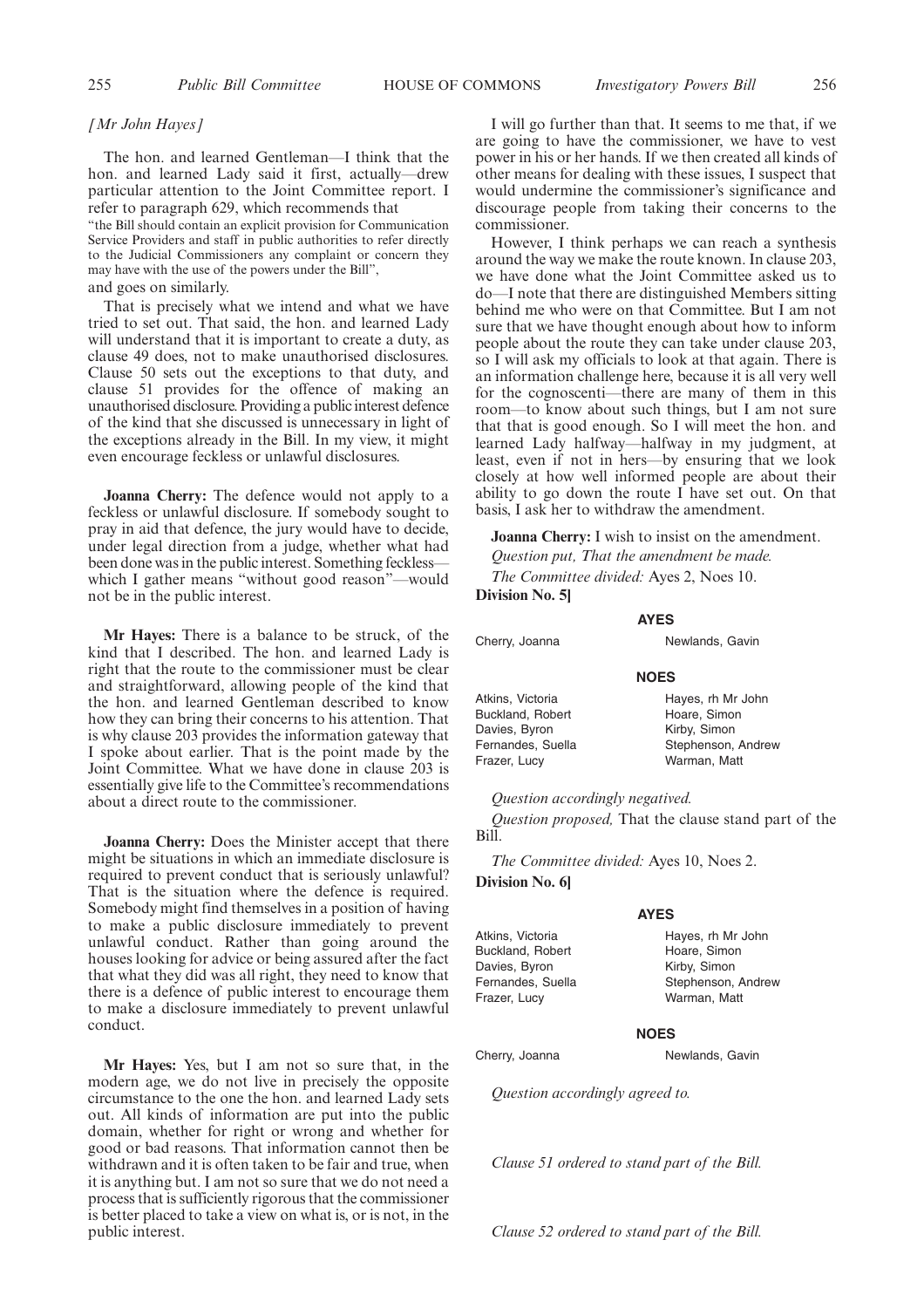*[Mr John Hayes]*

The hon. and learned Gentleman—I think that the hon. and learned Lady said it first, actually—drew particular attention to the Joint Committee report. I refer to paragraph 629, which recommends that

"the Bill should contain an explicit provision for Communication Service Providers and staff in public authorities to refer directly to the Judicial Commissioners any complaint or concern they may have with the use of the powers under the Bill",

and goes on similarly.

That is precisely what we intend and what we have tried to set out. That said, the hon. and learned Lady will understand that it is important to create a duty, as clause 49 does, not to make unauthorised disclosures. Clause 50 sets out the exceptions to that duty, and clause 51 provides for the offence of making an unauthorised disclosure. Providing a public interest defence of the kind that she discussed is unnecessary in light of the exceptions already in the Bill. In my view, it might even encourage feckless or unlawful disclosures.

**Joanna Cherry:** The defence would not apply to a feckless or unlawful disclosure. If somebody sought to pray in aid that defence, the jury would have to decide, under legal direction from a judge, whether what had been done was in the public interest. Something feckless—which I gather means "without good reason"—would not be in the public interest.

**Mr Hayes:** There is a balance to be struck, of the kind that I described. The hon. and learned Lady is right that the route to the commissioner must be clear and straightforward, allowing people of the kind that the hon. and learned Gentleman described to know how they can bring their concerns to his attention. That is why clause 203 provides the information gateway that I spoke about earlier. That is the point made by the Joint Committee. What we have done in clause 203 is essentially give life to the Committee's recommendations about a direct route to the commissioner.

**Joanna Cherry:** Does the Minister accept that there might be situations in which an immediate disclosure is required to prevent conduct that is seriously unlawful? That is the situation where the defence is required. Somebody might find themselves in a position of having to make a public disclosure immediately to prevent unlawful conduct. Rather than going around the houses looking for advice or being assured after the fact that what they did was all right, they need to know that there is a defence of public interest to encourage them to make a disclosure immediately to prevent unlawful conduct.

**Mr Hayes:** Yes, but I am not so sure that, in the modern age, we do not live in precisely the opposite circumstance to the one the hon. and learned Lady sets out. All kinds of information are put into the public domain, whether for right or wrong and whether for good or bad reasons. That information cannot then be withdrawn and it is often taken to be fair and true, when it is anything but. I am not so sure that we do not need a process that is sufficiently rigorous that the commissioner is better placed to take a view on what is, or is not, in the public interest.

I will go further than that. It seems to me that, if we are going to have the commissioner, we have to vest power in his or her hands. If we then created all kinds of other means for dealing with these issues, I suspect that would undermine the commissioner's significance and discourage people from taking their concerns to the commissioner.

However, I think perhaps we can reach a synthesis around the way we make the route known. In clause 203, we have done what the Joint Committee asked us to do—I note that there are distinguished Members sitting behind me who were on that Committee. But I am not sure that we have thought enough about how to inform people about the route they can take under clause 203, so I will ask my officials to look at that again. There is an information challenge here, because it is all very well for the cognoscenti—there are many of them in this room—to know about such things, but I am not sure that that is good enough. So I will meet the hon. and learned Lady halfway—halfway in my judgment, at least, even if not in hers—by ensuring that we look closely at how well informed people are about their ability to go down the route I have set out. On that basis, I ask her to withdraw the amendment.

**Joanna Cherry:** I wish to insist on the amendment.

*Question put, That the amendment be made.*

*The Committee divided:* Ayes 2, Noes 10.

**Division No. 5]**

**AYES**

Cherry, Joanna
Newlands, Gavin

**NOES**

Atkins, Victoria
Buckland, Robert
Davies, Byron
Fernandes, Suella
Frazer, Lucy
Hayes, rh Mr John
Hoare, Simon
Kirby, Simon
Stephenson, Andrew
Warman, Matt

*Question accordingly negatived.*

*Question proposed,* That the clause stand part of the Bill.

*The Committee divided:* Ayes 10, Noes 2.

**Division No. 6]**

**AYES**

Atkins, Victoria
Buckland, Robert
Davies, Byron
Fernandes, Suella
Frazer, Lucy
Hayes, rh Mr John
Hoare, Simon
Kirby, Simon
Stephenson, Andrew
Warman, Matt

**NOES**

Cherry, Joanna
Newlands, Gavin

*Question accordingly agreed to.*

*Clause 51 ordered to stand part of the Bill.*

*Clause 52 ordered to stand part of the Bill.*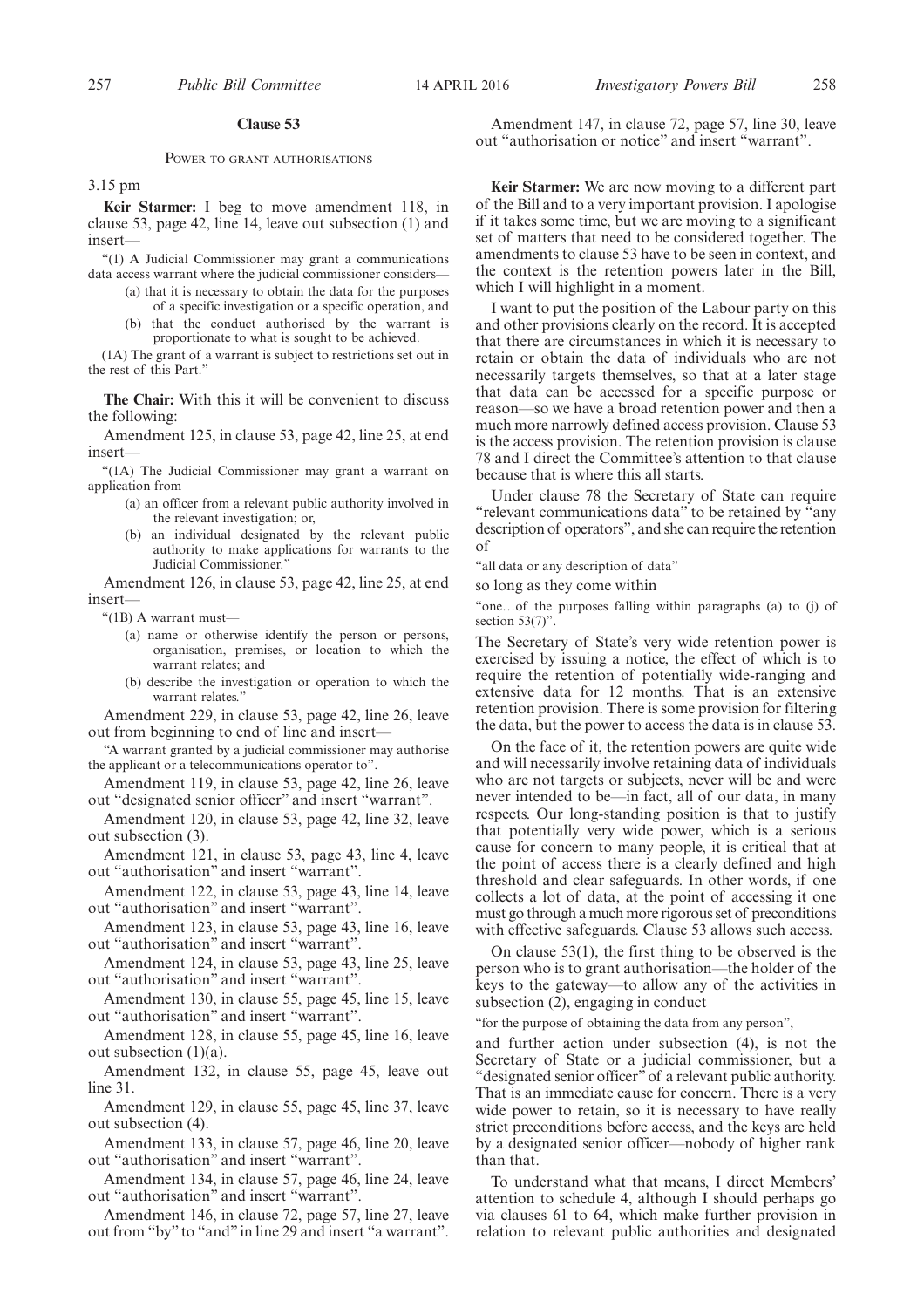### Clause 53

POWER TO GRANT AUTHORISATIONS

3.15 pm

**Keir Starmer:** I beg to move amendment 118, in clause 53, page 42, line 14, leave out subsection (1) and insert—

"(1) A Judicial Commissioner may grant a communications data access warrant where the judicial commissioner considers—

(a) that it is necessary to obtain the data for the purposes of a specific investigation or a specific operation, and

(b) that the conduct authorised by the warrant is proportionate to what is sought to be achieved.

(1A) The grant of a warrant is subject to restrictions set out in the rest of this Part."

**The Chair:** With this it will be convenient to discuss the following:

Amendment 125, in clause 53, page 42, line 25, at end insert—

"(1A) The Judicial Commissioner may grant a warrant on application from—

(a) an officer from a relevant public authority involved in the relevant investigation; or,

(b) an individual designated by the relevant public authority to make applications for warrants to the Judicial Commissioner."

Amendment 126, in clause 53, page 42, line 25, at end insert—

"(1B) A warrant must—

(a) name or otherwise identify the person or persons, organisation, premises, or location to which the warrant relates; and

(b) describe the investigation or operation to which the warrant relates."

Amendment 229, in clause 53, page 42, line 26, leave out from beginning to end of line and insert—

"A warrant granted by a judicial commissioner may authorise the applicant or a telecommunications operator to".

Amendment 119, in clause 53, page 42, line 26, leave out "designated senior officer" and insert "warrant".

Amendment 120, in clause 53, page 42, line 32, leave out subsection (3).

Amendment 121, in clause 53, page 43, line 4, leave out "authorisation" and insert "warrant".

Amendment 122, in clause 53, page 43, line 14, leave out "authorisation" and insert "warrant".

Amendment 123, in clause 53, page 43, line 16, leave out "authorisation" and insert "warrant".

Amendment 124, in clause 53, page 43, line 25, leave out "authorisation" and insert "warrant".

Amendment 130, in clause 55, page 45, line 15, leave out "authorisation" and insert "warrant".

Amendment 128, in clause 55, page 45, line 16, leave out subsection (1)(a).

Amendment 132, in clause 55, page 45, leave out line 31.

Amendment 129, in clause 55, page 45, line 37, leave out subsection (4).

Amendment 133, in clause 57, page 46, line 20, leave out "authorisation" and insert "warrant".

Amendment 134, in clause 57, page 46, line 24, leave out "authorisation" and insert "warrant".

Amendment 146, in clause 72, page 57, line 27, leave out from "by" to "and" in line 29 and insert "a warrant".

Amendment 147, in clause 72, page 57, line 30, leave out "authorisation or notice" and insert "warrant".

**Keir Starmer:** We are now moving to a different part of the Bill and to a very important provision. I apologise if it takes some time, but we are moving to a significant set of matters that need to be considered together. The amendments to clause 53 have to be seen in context, and the context is the retention powers later in the Bill, which I will highlight in a moment.

I want to put the position of the Labour party on this and other provisions clearly on the record. It is accepted that there are circumstances in which it is necessary to retain or obtain the data of individuals who are not necessarily targets themselves, so that at a later stage that data can be accessed for a specific purpose or reason—so we have a broad retention power and then a much more narrowly defined access provision. Clause 53 is the access provision. The retention provision is clause 78 and I direct the Committee's attention to that clause because that is where this all starts.

Under clause 78 the Secretary of State can require "relevant communications data" to be retained by "any description of operators", and she can require the retention of

"all data or any description of data"

so long as they come within

"one…of the purposes falling within paragraphs (a) to (j) of section 53(7)".

The Secretary of State's very wide retention power is exercised by issuing a notice, the effect of which is to require the retention of potentially wide-ranging and extensive data for 12 months. That is an extensive retention provision. There is some provision for filtering the data, but the power to access the data is in clause 53.

On the face of it, the retention powers are quite wide and will necessarily involve retaining data of individuals who are not targets or subjects, never will be and were never intended to be—in fact, all of our data, in many respects. Our long-standing position is that to justify that potentially very wide power, which is a serious cause for concern to many people, it is critical that at the point of access there is a clearly defined and high threshold and clear safeguards. In other words, if one collects a lot of data, at the point of accessing it one must go through a much more rigorous set of preconditions with effective safeguards. Clause 53 allows such access.

On clause 53(1), the first thing to be observed is the person who is to grant authorisation—the holder of the keys to the gateway—to allow any of the activities in subsection (2), engaging in conduct

"for the purpose of obtaining the data from any person",

and further action under subsection (4), is not the Secretary of State or a judicial commissioner, but a "designated senior officer" of a relevant public authority. That is an immediate cause for concern. There is a very wide power to retain, so it is necessary to have really strict preconditions before access, and the keys are held by a designated senior officer—nobody of higher rank than that.

To understand what that means, I direct Members' attention to schedule 4, although I should perhaps go via clauses 61 to 64, which make further provision in relation to relevant public authorities and designated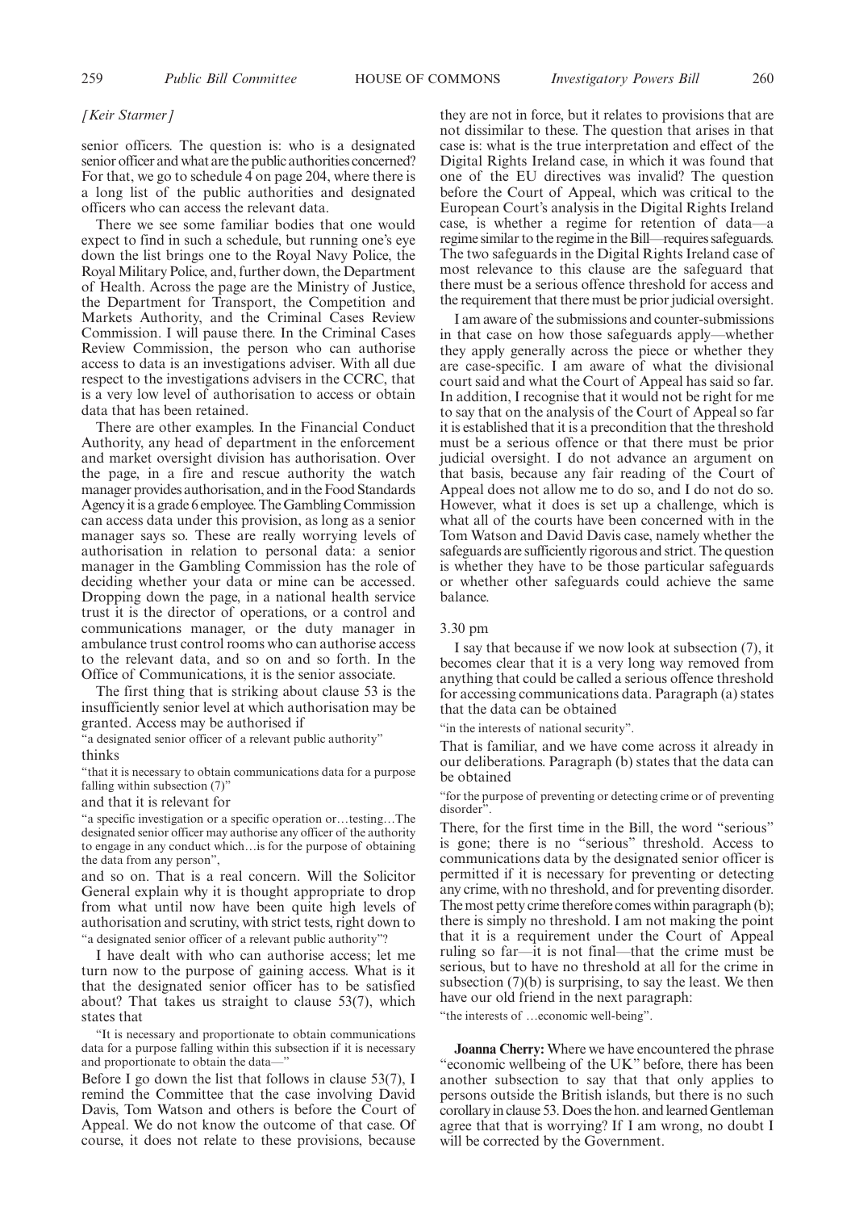*[Keir Starmer]*

senior officers. The question is: who is a designated senior officer and what are the public authorities concerned? For that, we go to schedule 4 on page 204, where there is a long list of the public authorities and designated officers who can access the relevant data.

There we see some familiar bodies that one would expect to find in such a schedule, but running one's eye down the list brings one to the Royal Navy Police, the Royal Military Police, and, further down, the Department of Health. Across the page are the Ministry of Justice, the Department for Transport, the Competition and Markets Authority, and the Criminal Cases Review Commission. I will pause there. In the Criminal Cases Review Commission, the person who can authorise access to data is an investigations adviser. With all due respect to the investigations advisers in the CCRC, that is a very low level of authorisation to access or obtain data that has been retained.

There are other examples. In the Financial Conduct Authority, any head of department in the enforcement and market oversight division has authorisation. Over the page, in a fire and rescue authority the watch manager provides authorisation, and in the Food Standards Agency it is a grade 6 employee. The Gambling Commission can access data under this provision, as long as a senior manager says so. These are really worrying levels of authorisation in relation to personal data: a senior manager in the Gambling Commission has the role of deciding whether your data or mine can be accessed. Dropping down the page, in a national health service trust it is the director of operations, or a control and communications manager, or the duty manager in ambulance trust control rooms who can authorise access to the relevant data, and so on and so forth. In the Office of Communications, it is the senior associate.

The first thing that is striking about clause 53 is the insufficiently senior level at which authorisation may be granted. Access may be authorised if

"a designated senior officer of a relevant public authority"

thinks

"that it is necessary to obtain communications data for a purpose falling within subsection (7)"

and that it is relevant for

"a specific investigation or a specific operation or…testing…The designated senior officer may authorise any officer of the authority to engage in any conduct which…is for the purpose of obtaining the data from any person",

and so on. That is a real concern. Will the Solicitor General explain why it is thought appropriate to drop from what until now have been quite high levels of authorisation and scrutiny, with strict tests, right down to "a designated senior officer of a relevant public authority"?

I have dealt with who can authorise access; let me turn now to the purpose of gaining access. What is it that the designated senior officer has to be satisfied about? That takes us straight to clause 53(7), which states that

"It is necessary and proportionate to obtain communications data for a purpose falling within this subsection if it is necessary and proportionate to obtain the data—"

Before I go down the list that follows in clause 53(7), I remind the Committee that the case involving David Davis, Tom Watson and others is before the Court of Appeal. We do not know the outcome of that case. Of course, it does not relate to these provisions, because they are not in force, but it relates to provisions that are not dissimilar to these. The question that arises in that case is: what is the true interpretation and effect of the Digital Rights Ireland case, in which it was found that one of the EU directives was invalid? The question before the Court of Appeal, which was critical to the European Court's analysis in the Digital Rights Ireland case, is whether a regime for retention of data—a regime similar to the regime in the Bill—requires safeguards. The two safeguards in the Digital Rights Ireland case of most relevance to this clause are the safeguard that there must be a serious offence threshold for access and the requirement that there must be prior judicial oversight.

I am aware of the submissions and counter-submissions in that case on how those safeguards apply—whether they apply generally across the piece or whether they are case-specific. I am aware of what the divisional court said and what the Court of Appeal has said so far. In addition, I recognise that it would not be right for me to say that on the analysis of the Court of Appeal so far it is established that it is a precondition that the threshold must be a serious offence or that there must be prior judicial oversight. I do not advance an argument on that basis, because any fair reading of the Court of Appeal does not allow me to do so, and I do not do so. However, what it does is set up a challenge, which is what all of the courts have been concerned with in the Tom Watson and David Davis case, namely whether the safeguards are sufficiently rigorous and strict. The question is whether they have to be those particular safeguards or whether other safeguards could achieve the same balance.

3.30 pm

I say that because if we now look at subsection (7), it becomes clear that it is a very long way removed from anything that could be called a serious offence threshold for accessing communications data. Paragraph (a) states that the data can be obtained

"in the interests of national security".

That is familiar, and we have come across it already in our deliberations. Paragraph (b) states that the data can be obtained

"for the purpose of preventing or detecting crime or of preventing disorder".

There, for the first time in the Bill, the word "serious" is gone; there is no "serious" threshold. Access to communications data by the designated senior officer is permitted if it is necessary for preventing or detecting any crime, with no threshold, and for preventing disorder. The most petty crime therefore comes within paragraph (b); there is simply no threshold. I am not making the point that it is a requirement under the Court of Appeal ruling so far—it is not final—that the crime must be serious, but to have no threshold at all for the crime in subsection (7)(b) is surprising, to say the least. We then have our old friend in the next paragraph:

"the interests of …economic well-being".

**Joanna Cherry:** Where we have encountered the phrase "economic wellbeing of the UK" before, there has been another subsection to say that that only applies to persons outside the British islands, but there is no such corollary in clause 53. Does the hon. and learned Gentleman agree that that is worrying? If I am wrong, no doubt I will be corrected by the Government.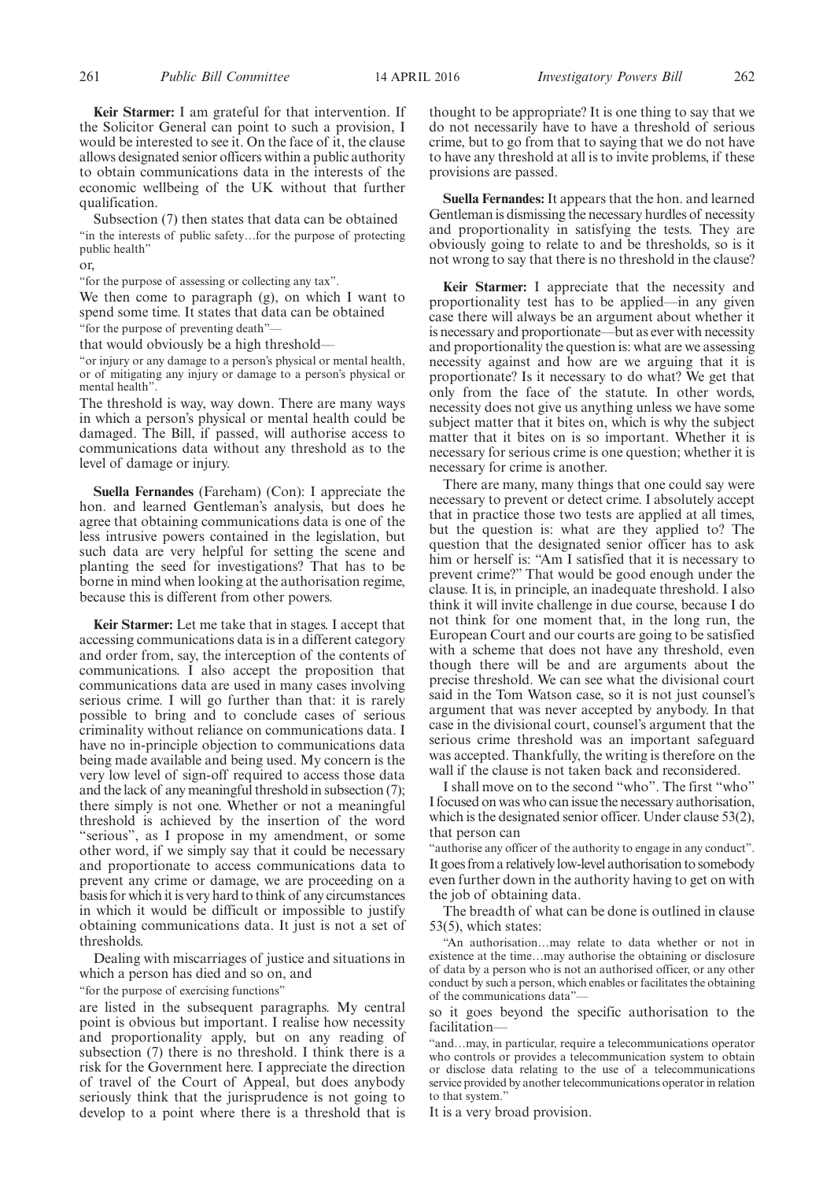**Keir Starmer:** I am grateful for that intervention. If the Solicitor General can point to such a provision, I would be interested to see it. On the face of it, the clause allows designated senior officers within a public authority to obtain communications data in the interests of the economic wellbeing of the UK without that further qualification.

Subsection (7) then states that data can be obtained

> "in the interests of public safety…for the purpose of protecting public health"

or,

> "for the purpose of assessing or collecting any tax".

We then come to paragraph (g), on which I want to spend some time. It states that data can be obtained

> "for the purpose of preventing death"—

that would obviously be a high threshold—

> "or injury or any damage to a person's physical or mental health, or of mitigating any injury or damage to a person's physical or mental health".

The threshold is way, way down. There are many ways in which a person's physical or mental health could be damaged. The Bill, if passed, will authorise access to communications data without any threshold as to the level of damage or injury.

**Suella Fernandes** (Fareham) (Con): I appreciate the hon. and learned Gentleman's analysis, but does he agree that obtaining communications data is one of the less intrusive powers contained in the legislation, but such data are very helpful for setting the scene and planting the seed for investigations? That has to be borne in mind when looking at the authorisation regime, because this is different from other powers.

**Keir Starmer:** Let me take that in stages. I accept that accessing communications data is in a different category and order from, say, the interception of the contents of communications. I also accept the proposition that communications data are used in many cases involving serious crime. I will go further than that: it is rarely possible to bring and to conclude cases of serious criminality without reliance on communications data. I have no in-principle objection to communications data being made available and being used. My concern is the very low level of sign-off required to access those data and the lack of any meaningful threshold in subsection (7); there simply is not one. Whether or not a meaningful threshold is achieved by the insertion of the word "serious", as I propose in my amendment, or some other word, if we simply say that it could be necessary and proportionate to access communications data to prevent any crime or damage, we are proceeding on a basis for which it is very hard to think of any circumstances in which it would be difficult or impossible to justify obtaining communications data. It just is not a set of thresholds.

Dealing with miscarriages of justice and situations in which a person has died and so on, and

> "for the purpose of exercising functions"

are listed in the subsequent paragraphs. My central point is obvious but important. I realise how necessity and proportionality apply, but on any reading of subsection (7) there is no threshold. I think there is a risk for the Government here. I appreciate the direction of travel of the Court of Appeal, but does anybody seriously think that the jurisprudence is not going to develop to a point where there is a threshold that is thought to be appropriate? It is one thing to say that we do not necessarily have to have a threshold of serious crime, but to go from that to saying that we do not have to have any threshold at all is to invite problems, if these provisions are passed.

**Suella Fernandes:** It appears that the hon. and learned Gentleman is dismissing the necessary hurdles of necessity and proportionality in satisfying the tests. They are obviously going to relate to and be thresholds, so is it not wrong to say that there is no threshold in the clause?

**Keir Starmer:** I appreciate that the necessity and proportionality test has to be applied—in any given case there will always be an argument about whether it is necessary and proportionate—but as ever with necessity and proportionality the question is: what are we assessing necessity against and how are we arguing that it is proportionate? Is it necessary to do what? We get that only from the face of the statute. In other words, necessity does not give us anything unless we have some subject matter that it bites on, which is why the subject matter that it bites on is so important. Whether it is necessary for serious crime is one question; whether it is necessary for crime is another.

There are many, many things that one could say were necessary to prevent or detect crime. I absolutely accept that in practice those two tests are applied at all times, but the question is: what are they applied to? The question that the designated senior officer has to ask him or herself is: "Am I satisfied that it is necessary to prevent crime?" That would be good enough under the clause. It is, in principle, an inadequate threshold. I also think it will invite challenge in due course, because I do not think for one moment that, in the long run, the European Court and our courts are going to be satisfied with a scheme that does not have any threshold, even though there will be and are arguments about the precise threshold. We can see what the divisional court said in the Tom Watson case, so it is not just counsel's argument that was never accepted by anybody. In that case in the divisional court, counsel's argument that the serious crime threshold was an important safeguard was accepted. Thankfully, the writing is therefore on the wall if the clause is not taken back and reconsidered.

I shall move on to the second "who". The first "who" I focused on was who can issue the necessary authorisation, which is the designated senior officer. Under clause 53(2), that person can

> "authorise any officer of the authority to engage in any conduct".

It goes from a relatively low-level authorisation to somebody even further down in the authority having to get on with the job of obtaining data.

The breadth of what can be done is outlined in clause 53(5), which states:

> "An authorisation…may relate to data whether or not in existence at the time…may authorise the obtaining or disclosure of data by a person who is not an authorised officer, or any other conduct by such a person, which enables or facilitates the obtaining of the communications data"—

so it goes beyond the specific authorisation to the facilitation—

> "and…may, in particular, require a telecommunications operator who controls or provides a telecommunication system to obtain or disclose data relating to the use of a telecommunications service provided by another telecommunications operator in relation to that system."

It is a very broad provision.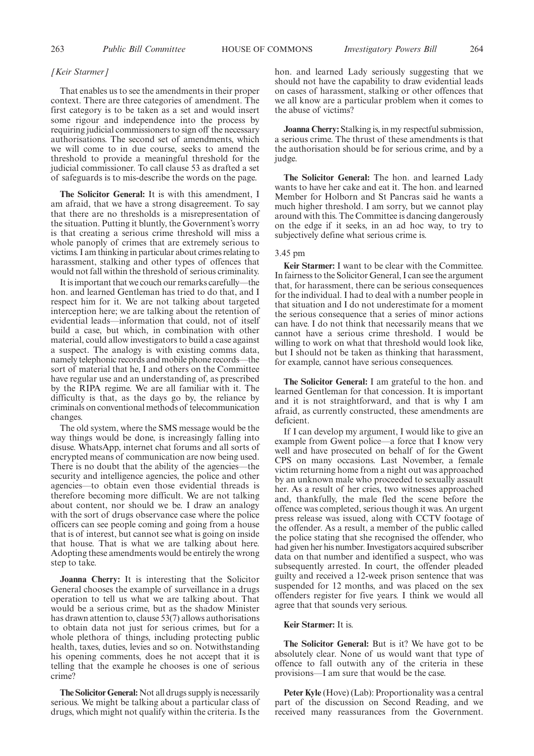*[Keir Starmer]*

That enables us to see the amendments in their proper context. There are three categories of amendment. The first category is to be taken as a set and would insert some rigour and independence into the process by requiring judicial commissioners to sign off the necessary authorisations. The second set of amendments, which we will come to in due course, seeks to amend the threshold to provide a meaningful threshold for the judicial commissioner. To call clause 53 as drafted a set of safeguards is to mis-describe the words on the page.

**The Solicitor General:** It is with this amendment, I am afraid, that we have a strong disagreement. To say that there are no thresholds is a misrepresentation of the situation. Putting it bluntly, the Government's worry is that creating a serious crime threshold will miss a whole panoply of crimes that are extremely serious to victims. I am thinking in particular about crimes relating to harassment, stalking and other types of offences that would not fall within the threshold of serious criminality.

It is important that we couch our remarks carefully—the hon. and learned Gentleman has tried to do that, and I respect him for it. We are not talking about targeted interception here; we are talking about the retention of evidential leads—information that could, not of itself build a case, but which, in combination with other material, could allow investigators to build a case against a suspect. The analogy is with existing comms data, namely telephonic records and mobile phone records—the sort of material that he, I and others on the Committee have regular use and an understanding of, as prescribed by the RIPA regime. We are all familiar with it. The difficulty is that, as the days go by, the reliance by criminals on conventional methods of telecommunication changes.

The old system, where the SMS message would be the way things would be done, is increasingly falling into disuse. WhatsApp, internet chat forums and all sorts of encrypted means of communication are now being used. There is no doubt that the ability of the agencies—the security and intelligence agencies, the police and other agencies—to obtain even those evidential threads is therefore becoming more difficult. We are not talking about content, nor should we be. I draw an analogy with the sort of drugs observance case where the police officers can see people coming and going from a house that is of interest, but cannot see what is going on inside that house. That is what we are talking about here. Adopting these amendments would be entirely the wrong step to take.

**Joanna Cherry:** It is interesting that the Solicitor General chooses the example of surveillance in a drugs operation to tell us what we are talking about. That would be a serious crime, but as the shadow Minister has drawn attention to, clause 53(7) allows authorisations to obtain data not just for serious crimes, but for a whole plethora of things, including protecting public health, taxes, duties, levies and so on. Notwithstanding his opening comments, does he not accept that it is telling that the example he chooses is one of serious crime?

**The Solicitor General:** Not all drugs supply is necessarily serious. We might be talking about a particular class of drugs, which might not qualify within the criteria. Is the hon. and learned Lady seriously suggesting that we should not have the capability to draw evidential leads on cases of harassment, stalking or other offences that we all know are a particular problem when it comes to the abuse of victims?

**Joanna Cherry:** Stalking is, in my respectful submission, a serious crime. The thrust of these amendments is that the authorisation should be for serious crime, and by a judge.

**The Solicitor General:** The hon. and learned Lady wants to have her cake and eat it. The hon. and learned Member for Holborn and St Pancras said he wants a much higher threshold. I am sorry, but we cannot play around with this. The Committee is dancing dangerously on the edge if it seeks, in an ad hoc way, to try to subjectively define what serious crime is.

3.45 pm

**Keir Starmer:** I want to be clear with the Committee. In fairness to the Solicitor General, I can see the argument that, for harassment, there can be serious consequences for the individual. I had to deal with a number people in that situation and I do not underestimate for a moment the serious consequence that a series of minor actions can have. I do not think that necessarily means that we cannot have a serious crime threshold. I would be willing to work on what that threshold would look like, but I should not be taken as thinking that harassment, for example, cannot have serious consequences.

**The Solicitor General:** I am grateful to the hon. and learned Gentleman for that concession. It is important and it is not straightforward, and that is why I am afraid, as currently constructed, these amendments are deficient.

If I can develop my argument, I would like to give an example from Gwent police—a force that I know very well and have prosecuted on behalf of for the Gwent CPS on many occasions. Last November, a female victim returning home from a night out was approached by an unknown male who proceeded to sexually assault her. As a result of her cries, two witnesses approached and, thankfully, the male fled the scene before the offence was completed, serious though it was. An urgent press release was issued, along with CCTV footage of the offender. As a result, a member of the public called the police stating that she recognised the offender, who had given her his number. Investigators acquired subscriber data on that number and identified a suspect, who was subsequently arrested. In court, the offender pleaded guilty and received a 12-week prison sentence that was suspended for 12 months, and was placed on the sex offenders register for five years. I think we would all agree that that sounds very serious.

**Keir Starmer:** It is.

**The Solicitor General:** But is it? We have got to be absolutely clear. None of us would want that type of offence to fall outwith any of the criteria in these provisions—I am sure that would be the case.

**Peter Kyle** (Hove) (Lab): Proportionality was a central part of the discussion on Second Reading, and we received many reassurances from the Government.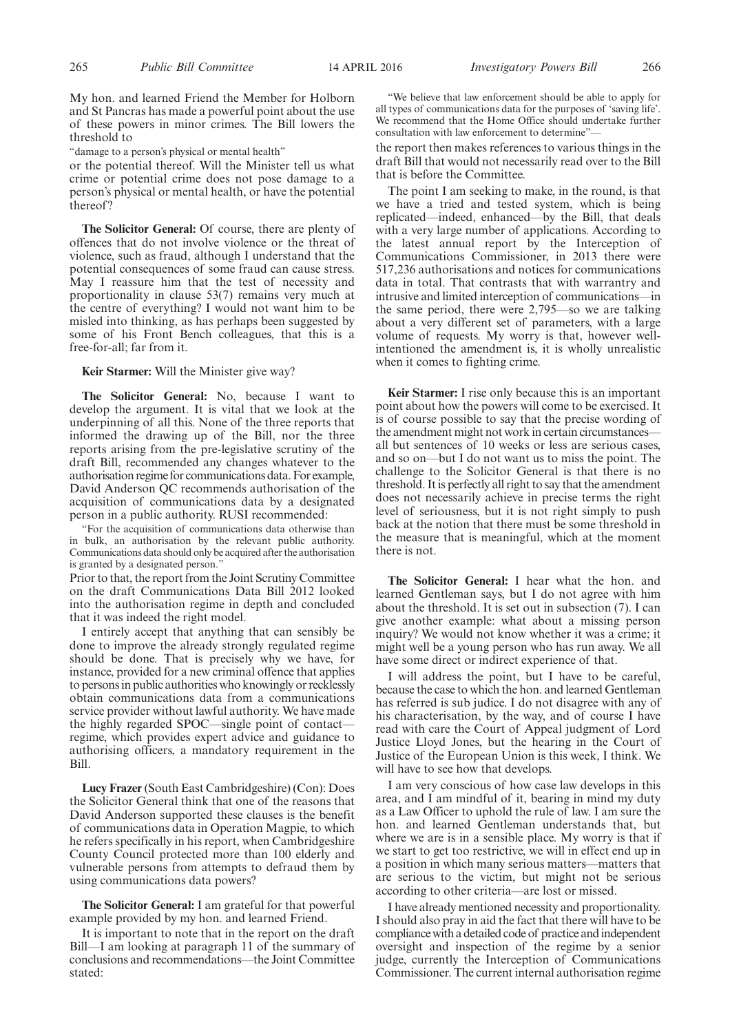My hon. and learned Friend the Member for Holborn and St Pancras has made a powerful point about the use of these powers in minor crimes. The Bill lowers the threshold to

"damage to a person's physical or mental health"

or the potential thereof. Will the Minister tell us what crime or potential crime does not pose damage to a person's physical or mental health, or have the potential thereof?

**The Solicitor General:** Of course, there are plenty of offences that do not involve violence or the threat of violence, such as fraud, although I understand that the potential consequences of some fraud can cause stress. May I reassure him that the test of necessity and proportionality in clause 53(7) remains very much at the centre of everything? I would not want him to be misled into thinking, as has perhaps been suggested by some of his Front Bench colleagues, that this is a free-for-all; far from it.

**Keir Starmer:** Will the Minister give way?

**The Solicitor General:** No, because I want to develop the argument. It is vital that we look at the underpinning of all this. None of the three reports that informed the drawing up of the Bill, nor the three reports arising from the pre-legislative scrutiny of the draft Bill, recommended any changes whatever to the authorisation regime for communications data. For example, David Anderson QC recommends authorisation of the acquisition of communications data by a designated person in a public authority. RUSI recommended:

"For the acquisition of communications data otherwise than in bulk, an authorisation by the relevant public authority. Communications data should only be acquired after the authorisation is granted by a designated person."

Prior to that, the report from the Joint Scrutiny Committee on the draft Communications Data Bill 2012 looked into the authorisation regime in depth and concluded that it was indeed the right model.

I entirely accept that anything that can sensibly be done to improve the already strongly regulated regime should be done. That is precisely why we have, for instance, provided for a new criminal offence that applies to persons in public authorities who knowingly or recklessly obtain communications data from a communications service provider without lawful authority. We have made the highly regarded SPOC—single point of contact—regime, which provides expert advice and guidance to authorising officers, a mandatory requirement in the Bill.

**Lucy Frazer** (South East Cambridgeshire) (Con): Does the Solicitor General think that one of the reasons that David Anderson supported these clauses is the benefit of communications data in Operation Magpie, to which he refers specifically in his report, when Cambridgeshire County Council protected more than 100 elderly and vulnerable persons from attempts to defraud them by using communications data powers?

**The Solicitor General:** I am grateful for that powerful example provided by my hon. and learned Friend.

It is important to note that in the report on the draft Bill—I am looking at paragraph 11 of the summary of conclusions and recommendations—the Joint Committee stated:

"We believe that law enforcement should be able to apply for all types of communications data for the purposes of 'saving life'. We recommend that the Home Office should undertake further consultation with law enforcement to determine"—

the report then makes references to various things in the draft Bill that would not necessarily read over to the Bill that is before the Committee.

The point I am seeking to make, in the round, is that we have a tried and tested system, which is being replicated—indeed, enhanced—by the Bill, that deals with a very large number of applications. According to the latest annual report by the Interception of Communications Commissioner, in 2013 there were 517,236 authorisations and notices for communications data in total. That contrasts that with warrantry and intrusive and limited interception of communications—in the same period, there were 2,795—so we are talking about a very different set of parameters, with a large volume of requests. My worry is that, however well-intentioned the amendment is, it is wholly unrealistic when it comes to fighting crime.

**Keir Starmer:** I rise only because this is an important point about how the powers will come to be exercised. It is of course possible to say that the precise wording of the amendment might not work in certain circumstances—all but sentences of 10 weeks or less are serious cases, and so on—but I do not want us to miss the point. The challenge to the Solicitor General is that there is no threshold. It is perfectly all right to say that the amendment does not necessarily achieve in precise terms the right level of seriousness, but it is not right simply to push back at the notion that there must be some threshold in the measure that is meaningful, which at the moment there is not.

**The Solicitor General:** I hear what the hon. and learned Gentleman says, but I do not agree with him about the threshold. It is set out in subsection (7). I can give another example: what about a missing person inquiry? We would not know whether it was a crime; it might well be a young person who has run away. We all have some direct or indirect experience of that.

I will address the point, but I have to be careful, because the case to which the hon. and learned Gentleman has referred is sub judice. I do not disagree with any of his characterisation, by the way, and of course I have read with care the Court of Appeal judgment of Lord Justice Lloyd Jones, but the hearing in the Court of Justice of the European Union is this week, I think. We will have to see how that develops.

I am very conscious of how case law develops in this area, and I am mindful of it, bearing in mind my duty as a Law Officer to uphold the rule of law. I am sure the hon. and learned Gentleman understands that, but where we are is in a sensible place. My worry is that if we start to get too restrictive, we will in effect end up in a position in which many serious matters—matters that are serious to the victim, but might not be serious according to other criteria—are lost or missed.

I have already mentioned necessity and proportionality. I should also pray in aid the fact that there will have to be compliance with a detailed code of practice and independent oversight and inspection of the regime by a senior judge, currently the Interception of Communications Commissioner. The current internal authorisation regime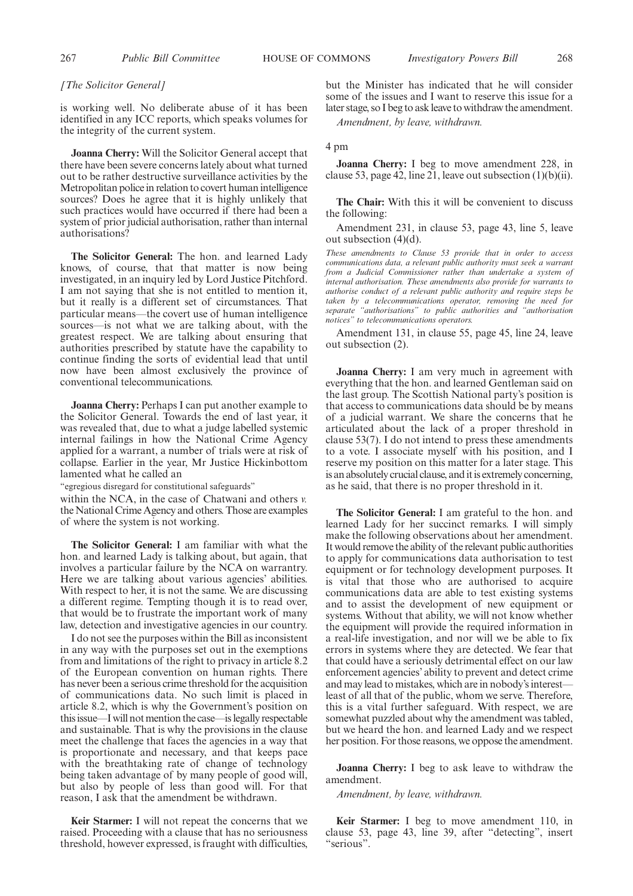*[The Solicitor General]*

is working well. No deliberate abuse of it has been identified in any ICC reports, which speaks volumes for the integrity of the current system.

**Joanna Cherry:** Will the Solicitor General accept that there have been severe concerns lately about what turned out to be rather destructive surveillance activities by the Metropolitan police in relation to covert human intelligence sources? Does he agree that it is highly unlikely that such practices would have occurred if there had been a system of prior judicial authorisation, rather than internal authorisations?

**The Solicitor General:** The hon. and learned Lady knows, of course, that that matter is now being investigated, in an inquiry led by Lord Justice Pitchford. I am not saying that she is not entitled to mention it, but it really is a different set of circumstances. That particular means—the covert use of human intelligence sources—is not what we are talking about, with the greatest respect. We are talking about ensuring that authorities prescribed by statute have the capability to continue finding the sorts of evidential lead that until now have been almost exclusively the province of conventional telecommunications.

**Joanna Cherry:** Perhaps I can put another example to the Solicitor General. Towards the end of last year, it was revealed that, due to what a judge labelled systemic internal failings in how the National Crime Agency applied for a warrant, a number of trials were at risk of collapse. Earlier in the year, Mr Justice Hickinbottom lamented what he called an

"egregious disregard for constitutional safeguards"

within the NCA, in the case of Chatwani and others *v.* the National Crime Agency and others. Those are examples of where the system is not working.

**The Solicitor General:** I am familiar with what the hon. and learned Lady is talking about, but again, that involves a particular failure by the NCA on warrantry. Here we are talking about various agencies' abilities. With respect to her, it is not the same. We are discussing a different regime. Tempting though it is to read over, that would be to frustrate the important work of many law, detection and investigative agencies in our country.

I do not see the purposes within the Bill as inconsistent in any way with the purposes set out in the exemptions from and limitations of the right to privacy in article 8.2 of the European convention on human rights. There has never been a serious crime threshold for the acquisition of communications data. No such limit is placed in article 8.2, which is why the Government's position on this issue—I will not mention the case—is legally respectable and sustainable. That is why the provisions in the clause meet the challenge that faces the agencies in a way that is proportionate and necessary, and that keeps pace with the breathtaking rate of change of technology being taken advantage of by many people of good will, but also by people of less than good will. For that reason, I ask that the amendment be withdrawn.

**Keir Starmer:** I will not repeat the concerns that we raised. Proceeding with a clause that has no seriousness threshold, however expressed, is fraught with difficulties, but the Minister has indicated that he will consider some of the issues and I want to reserve this issue for a later stage, so I beg to ask leave to withdraw the amendment.

*Amendment, by leave, withdrawn.*

4 pm

**Joanna Cherry:** I beg to move amendment 228, in clause 53, page 42, line 21, leave out subsection (1)(b)(ii).

**The Chair:** With this it will be convenient to discuss the following:

Amendment 231, in clause 53, page 43, line 5, leave out subsection (4)(d).

*These amendments to Clause 53 provide that in order to access communications data, a relevant public authority must seek a warrant from a Judicial Commissioner rather than undertake a system of internal authorisation. These amendments also provide for warrants to authorise conduct of a relevant public authority and require steps be taken by a telecommunications operator, removing the need for separate "authorisations" to public authorities and "authorisation notices" to telecommunications operators.*

Amendment 131, in clause 55, page 45, line 24, leave out subsection (2).

**Joanna Cherry:** I am very much in agreement with everything that the hon. and learned Gentleman said on the last group. The Scottish National party's position is that access to communications data should be by means of a judicial warrant. We share the concerns that he articulated about the lack of a proper threshold in clause 53(7). I do not intend to press these amendments to a vote. I associate myself with his position, and I reserve my position on this matter for a later stage. This is an absolutely crucial clause, and it is extremely concerning, as he said, that there is no proper threshold in it.

**The Solicitor General:** I am grateful to the hon. and learned Lady for her succinct remarks. I will simply make the following observations about her amendment. It would remove the ability of the relevant public authorities to apply for communications data authorisation to test equipment or for technology development purposes. It is vital that those who are authorised to acquire communications data are able to test existing systems and to assist the development of new equipment or systems. Without that ability, we will not know whether the equipment will provide the required information in a real-life investigation, and nor will we be able to fix errors in systems where they are detected. We fear that that could have a seriously detrimental effect on our law enforcement agencies' ability to prevent and detect crime and may lead to mistakes, which are in nobody's interest—least of all that of the public, whom we serve. Therefore, this is a vital further safeguard. With respect, we are somewhat puzzled about why the amendment was tabled, but we heard the hon. and learned Lady and we respect her position. For those reasons, we oppose the amendment.

**Joanna Cherry:** I beg to ask leave to withdraw the amendment.

*Amendment, by leave, withdrawn.*

**Keir Starmer:** I beg to move amendment 110, in clause 53, page 43, line 39, after "detecting", insert "serious".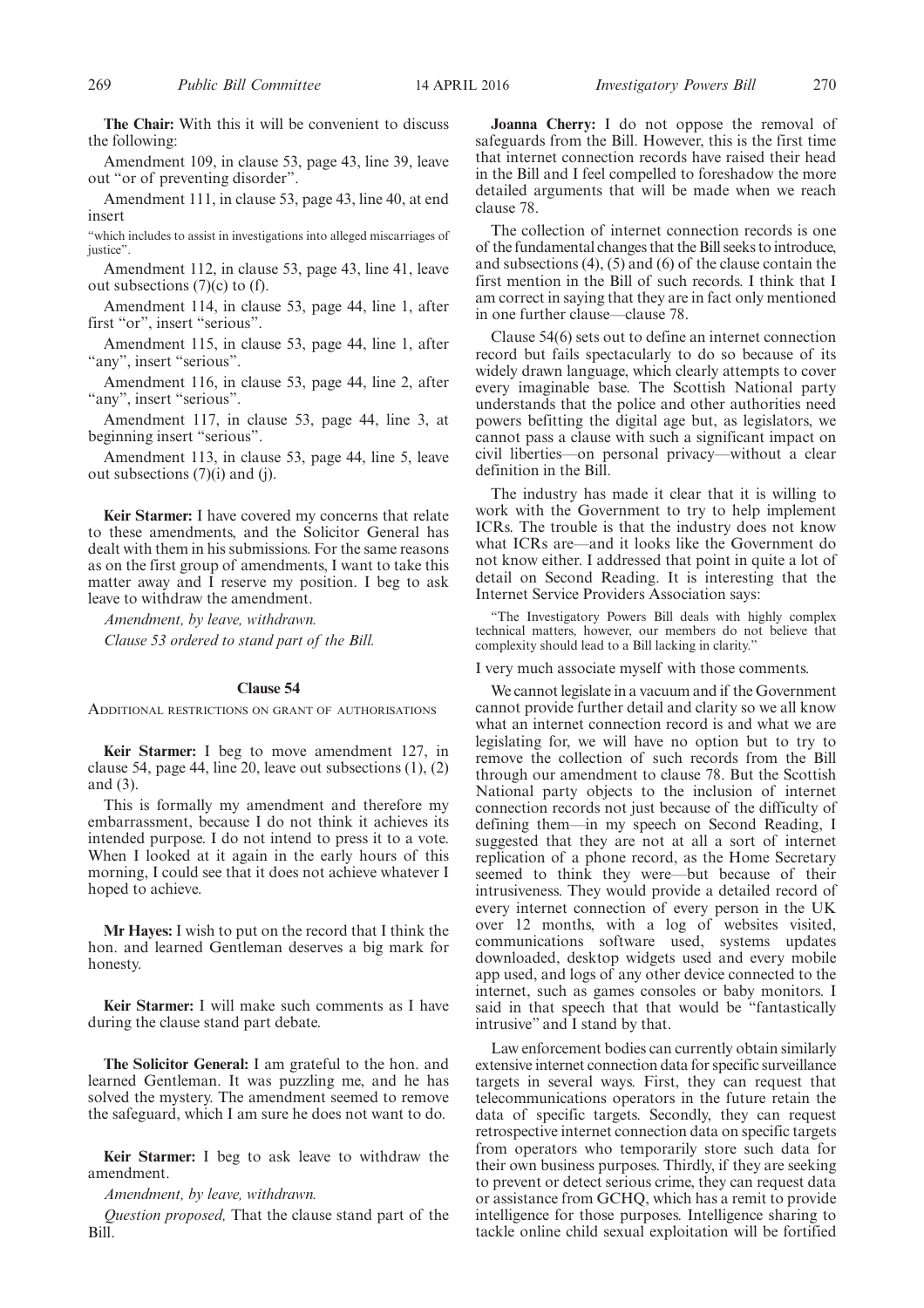**The Chair:** With this it will be convenient to discuss the following:

Amendment 109, in clause 53, page 43, line 39, leave out "or of preventing disorder".

Amendment 111, in clause 53, page 43, line 40, at end insert

"which includes to assist in investigations into alleged miscarriages of justice".

Amendment 112, in clause 53, page 43, line 41, leave out subsections (7)(c) to (f).

Amendment 114, in clause 53, page 44, line 1, after first "or", insert "serious".

Amendment 115, in clause 53, page 44, line 1, after "any", insert "serious".

Amendment 116, in clause 53, page 44, line 2, after "any", insert "serious".

Amendment 117, in clause 53, page 44, line 3, at beginning insert "serious".

Amendment 113, in clause 53, page 44, line 5, leave out subsections (7)(i) and (j).

**Keir Starmer:** I have covered my concerns that relate to these amendments, and the Solicitor General has dealt with them in his submissions. For the same reasons as on the first group of amendments, I want to take this matter away and I reserve my position. I beg to ask leave to withdraw the amendment.

*Amendment, by leave, withdrawn.*

*Clause 53 ordered to stand part of the Bill.*

### Clause 54

ADDITIONAL RESTRICTIONS ON GRANT OF AUTHORISATIONS

**Keir Starmer:** I beg to move amendment 127, in clause 54, page 44, line 20, leave out subsections (1), (2) and (3).

This is formally my amendment and therefore my embarrassment, because I do not think it achieves its intended purpose. I do not intend to press it to a vote. When I looked at it again in the early hours of this morning, I could see that it does not achieve whatever I hoped to achieve.

**Mr Hayes:** I wish to put on the record that I think the hon. and learned Gentleman deserves a big mark for honesty.

**Keir Starmer:** I will make such comments as I have during the clause stand part debate.

**The Solicitor General:** I am grateful to the hon. and learned Gentleman. It was puzzling me, and he has solved the mystery. The amendment seemed to remove the safeguard, which I am sure he does not want to do.

**Keir Starmer:** I beg to ask leave to withdraw the amendment.

*Amendment, by leave, withdrawn.*

*Question proposed,* That the clause stand part of the Bill.

**Joanna Cherry:** I do not oppose the removal of safeguards from the Bill. However, this is the first time that internet connection records have raised their head in the Bill and I feel compelled to foreshadow the more detailed arguments that will be made when we reach clause 78.

The collection of internet connection records is one of the fundamental changes that the Bill seeks to introduce, and subsections (4), (5) and (6) of the clause contain the first mention in the Bill of such records. I think that I am correct in saying that they are in fact only mentioned in one further clause—clause 78.

Clause 54(6) sets out to define an internet connection record but fails spectacularly to do so because of its widely drawn language, which clearly attempts to cover every imaginable base. The Scottish National party understands that the police and other authorities need powers befitting the digital age but, as legislators, we cannot pass a clause with such a significant impact on civil liberties—on personal privacy—without a clear definition in the Bill.

The industry has made it clear that it is willing to work with the Government to try to help implement ICRs. The trouble is that the industry does not know what ICRs are—and it looks like the Government do not know either. I addressed that point in quite a lot of detail on Second Reading. It is interesting that the Internet Service Providers Association says:

"The Investigatory Powers Bill deals with highly complex technical matters, however, our members do not believe that complexity should lead to a Bill lacking in clarity."

I very much associate myself with those comments.

We cannot legislate in a vacuum and if the Government cannot provide further detail and clarity so we all know what an internet connection record is and what we are legislating for, we will have no option but to try to remove the collection of such records from the Bill through our amendment to clause 78. But the Scottish National party objects to the inclusion of internet connection records not just because of the difficulty of defining them—in my speech on Second Reading, I suggested that they are not at all a sort of internet replication of a phone record, as the Home Secretary seemed to think they were—but because of their intrusiveness. They would provide a detailed record of every internet connection of every person in the UK over 12 months, with a log of websites visited, communications software used, systems updates downloaded, desktop widgets used and every mobile app used, and logs of any other device connected to the internet, such as games consoles or baby monitors. I said in that speech that that would be "fantastically intrusive" and I stand by that.

Law enforcement bodies can currently obtain similarly extensive internet connection data for specific surveillance targets in several ways. First, they can request that telecommunications operators in the future retain the data of specific targets. Secondly, they can request retrospective internet connection data on specific targets from operators who temporarily store such data for their own business purposes. Thirdly, if they are seeking to prevent or detect serious crime, they can request data or assistance from GCHQ, which has a remit to provide intelligence for those purposes. Intelligence sharing to tackle online child sexual exploitation will be fortified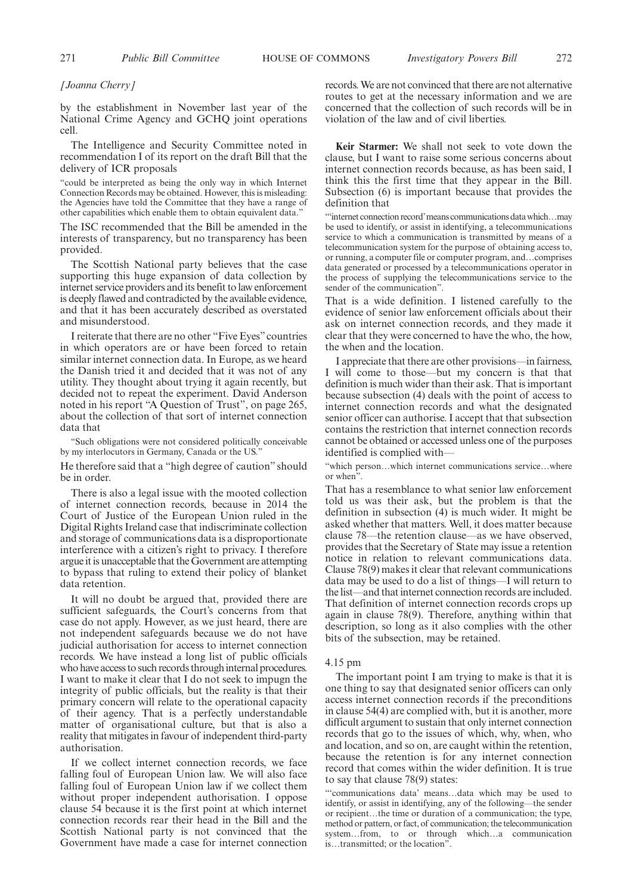*[Joanna Cherry]*

by the establishment in November last year of the National Crime Agency and GCHQ joint operations cell.

The Intelligence and Security Committee noted in recommendation I of its report on the draft Bill that the delivery of ICR proposals

> "could be interpreted as being the only way in which Internet Connection Records may be obtained. However, this is misleading: the Agencies have told the Committee that they have a range of other capabilities which enable them to obtain equivalent data."

The ISC recommended that the Bill be amended in the interests of transparency, but no transparency has been provided.

The Scottish National party believes that the case supporting this huge expansion of data collection by internet service providers and its benefit to law enforcement is deeply flawed and contradicted by the available evidence, and that it has been accurately described as overstated and misunderstood.

I reiterate that there are no other "Five Eyes" countries in which operators are or have been forced to retain similar internet connection data. In Europe, as we heard the Danish tried it and decided that it was not of any utility. They thought about trying it again recently, but decided not to repeat the experiment. David Anderson noted in his report "A Question of Trust", on page 265, about the collection of that sort of internet connection data that

> "Such obligations were not considered politically conceivable by my interlocutors in Germany, Canada or the US."

He therefore said that a "high degree of caution" should be in order.

There is also a legal issue with the mooted collection of internet connection records, because in 2014 the Court of Justice of the European Union ruled in the Digital Rights Ireland case that indiscriminate collection and storage of communications data is a disproportionate interference with a citizen's right to privacy. I therefore argue it is unacceptable that the Government are attempting to bypass that ruling to extend their policy of blanket data retention.

It will no doubt be argued that, provided there are sufficient safeguards, the Court's concerns from that case do not apply. However, as we just heard, there are not independent safeguards because we do not have judicial authorisation for access to internet connection records. We have instead a long list of public officials who have access to such records through internal procedures. I want to make it clear that I do not seek to impugn the integrity of public officials, but the reality is that their primary concern will relate to the operational capacity of their agency. That is a perfectly understandable matter of organisational culture, but that is also a reality that mitigates in favour of independent third-party authorisation.

If we collect internet connection records, we face falling foul of European Union law. We will also face falling foul of European Union law if we collect them without proper independent authorisation. I oppose clause 54 because it is the first point at which internet connection records rear their head in the Bill and the Scottish National party is not convinced that the Government have made a case for internet connection records. We are not convinced that there are not alternative routes to get at the necessary information and we are concerned that the collection of such records will be in violation of the law and of civil liberties.

**Keir Starmer:** We shall not seek to vote down the clause, but I want to raise some serious concerns about internet connection records because, as has been said, I think this the first time that they appear in the Bill. Subsection (6) is important because that provides the definition that

> "'internet connection record' means communications data which…may be used to identify, or assist in identifying, a telecommunications service to which a communication is transmitted by means of a telecommunication system for the purpose of obtaining access to, or running, a computer file or computer program, and…comprises data generated or processed by a telecommunications operator in the process of supplying the telecommunications service to the sender of the communication".

That is a wide definition. I listened carefully to the evidence of senior law enforcement officials about their ask on internet connection records, and they made it clear that they were concerned to have the who, the how, the when and the location.

I appreciate that there are other provisions—in fairness, I will come to those—but my concern is that that definition is much wider than their ask. That is important because subsection (4) deals with the point of access to internet connection records and what the designated senior officer can authorise. I accept that that subsection contains the restriction that internet connection records cannot be obtained or accessed unless one of the purposes identified is complied with—

> "which person…which internet communications service…where or when".

That has a resemblance to what senior law enforcement told us was their ask, but the problem is that the definition in subsection (4) is much wider. It might be asked whether that matters. Well, it does matter because clause 78—the retention clause—as we have observed, provides that the Secretary of State may issue a retention notice in relation to relevant communications data. Clause 78(9) makes it clear that relevant communications data may be used to do a list of things—I will return to the list—and that internet connection records are included. That definition of internet connection records crops up again in clause 78(9). Therefore, anything within that description, so long as it also complies with the other bits of the subsection, may be retained.

4.15 pm

The important point I am trying to make is that it is one thing to say that designated senior officers can only access internet connection records if the preconditions in clause 54(4) are complied with, but it is another, more difficult argument to sustain that only internet connection records that go to the issues of which, why, when, who and location, and so on, are caught within the retention, because the retention is for any internet connection record that comes within the wider definition. It is true to say that clause 78(9) states:

> "'communications data' means…data which may be used to identify, or assist in identifying, any of the following—the sender or recipient…the time or duration of a communication; the type, method or pattern, or fact, of communication; the telecommunication system…from, to or through which…a communication is…transmitted; or the location".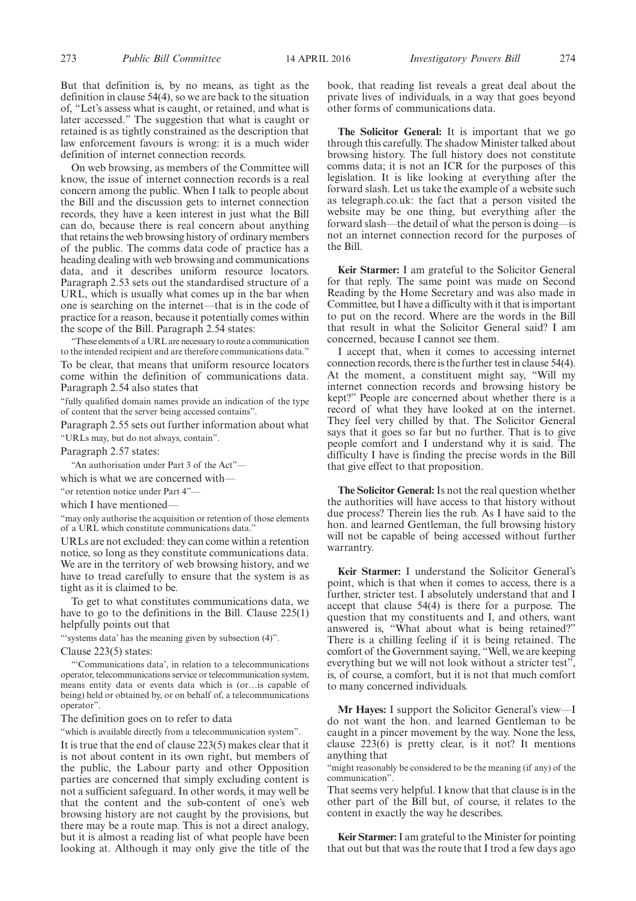But that definition is, by no means, as tight as the definition in clause 54(4), so we are back to the situation of, "Let's assess what is caught, or retained, and what is later accessed." The suggestion that what is caught or retained is as tightly constrained as the description that law enforcement favours is wrong: it is a much wider definition of internet connection records.

On web browsing, as members of the Committee will know, the issue of internet connection records is a real concern among the public. When I talk to people about the Bill and the discussion gets to internet connection records, they have a keen interest in just what the Bill can do, because there is real concern about anything that retains the web browsing history of ordinary members of the public. The comms data code of practice has a heading dealing with web browsing and communications data, and it describes uniform resource locators. Paragraph 2.53 sets out the standardised structure of a URL, which is usually what comes up in the bar when one is searching on the internet—that is in the code of practice for a reason, because it potentially comes within the scope of the Bill. Paragraph 2.54 states:

> "These elements of a URL are necessary to route a communication to the intended recipient and are therefore communications data."

To be clear, that means that uniform resource locators come within the definition of communications data. Paragraph 2.54 also states that

> "fully qualified domain names provide an indication of the type of content that the server being accessed contains".

Paragraph 2.55 sets out further information about what

> "URLs may, but do not always, contain".

Paragraph 2.57 states:

> "An authorisation under Part 3 of the Act"—

which is what we are concerned with—

> "or retention notice under Part 4"—

which I have mentioned—

> "may only authorise the acquisition or retention of those elements of a URL which constitute communications data."

URLs are not excluded: they can come within a retention notice, so long as they constitute communications data. We are in the territory of web browsing history, and we have to tread carefully to ensure that the system is as tight as it is claimed to be.

To get to what constitutes communications data, we have to go to the definitions in the Bill. Clause 225(1) helpfully points out that

> "'systems data' has the meaning given by subsection (4)".

Clause 223(5) states:

> "'Communications data', in relation to a telecommunications operator, telecommunications service or telecommunication system, means entity data or events data which is (or…is capable of being) held or obtained by, or on behalf of, a telecommunications operator".

The definition goes on to refer to data

> "which is available directly from a telecommunication system".

It is true that the end of clause 223(5) makes clear that it is not about content in its own right, but members of the public, the Labour party and other Opposition parties are concerned that simply excluding content is not a sufficient safeguard. In other words, it may well be that the content and the sub-content of one's web browsing history are not caught by the provisions, but there may be a route map. This is not a direct analogy, but it is almost a reading list of what people have been looking at. Although it may only give the title of the book, that reading list reveals a great deal about the private lives of individuals, in a way that goes beyond other forms of communications data.

**The Solicitor General:** It is important that we go through this carefully. The shadow Minister talked about browsing history. The full history does not constitute comms data; it is not an ICR for the purposes of this legislation. It is like looking at everything after the forward slash. Let us take the example of a website such as telegraph.co.uk: the fact that a person visited the website may be one thing, but everything after the forward slash—the detail of what the person is doing—is not an internet connection record for the purposes of the Bill.

**Keir Starmer:** I am grateful to the Solicitor General for that reply. The same point was made on Second Reading by the Home Secretary and was also made in Committee, but I have a difficulty with it that is important to put on the record. Where are the words in the Bill that result in what the Solicitor General said? I am concerned, because I cannot see them.

I accept that, when it comes to accessing internet connection records, there is the further test in clause 54(4). At the moment, a constituent might say, "Will my internet connection records and browsing history be kept?" People are concerned about whether there is a record of what they have looked at on the internet. They feel very chilled by that. The Solicitor General says that it goes so far but no further. That is to give people comfort and I understand why it is said. The difficulty I have is finding the precise words in the Bill that give effect to that proposition.

**The Solicitor General:** Is not the real question whether the authorities will have access to that history without due process? Therein lies the rub. As I have said to the hon. and learned Gentleman, the full browsing history will not be capable of being accessed without further warrantry.

**Keir Starmer:** I understand the Solicitor General's point, which is that when it comes to access, there is a further, stricter test. I absolutely understand that and I accept that clause 54(4) is there for a purpose. The question that my constituents and I, and others, want answered is, "What about what is being retained?" There is a chilling feeling if it is being retained. The comfort of the Government saying, "Well, we are keeping everything but we will not look without a stricter test", is, of course, a comfort, but it is not that much comfort to many concerned individuals.

**Mr Hayes:** I support the Solicitor General's view—I do not want the hon. and learned Gentleman to be caught in a pincer movement by the way. None the less, clause 223(6) is pretty clear, is it not? It mentions anything that

> "might reasonably be considered to be the meaning (if any) of the communication".

That seems very helpful. I know that that clause is in the other part of the Bill but, of course, it relates to the content in exactly the way he describes.

**Keir Starmer:** I am grateful to the Minister for pointing that out but that was the route that I trod a few days ago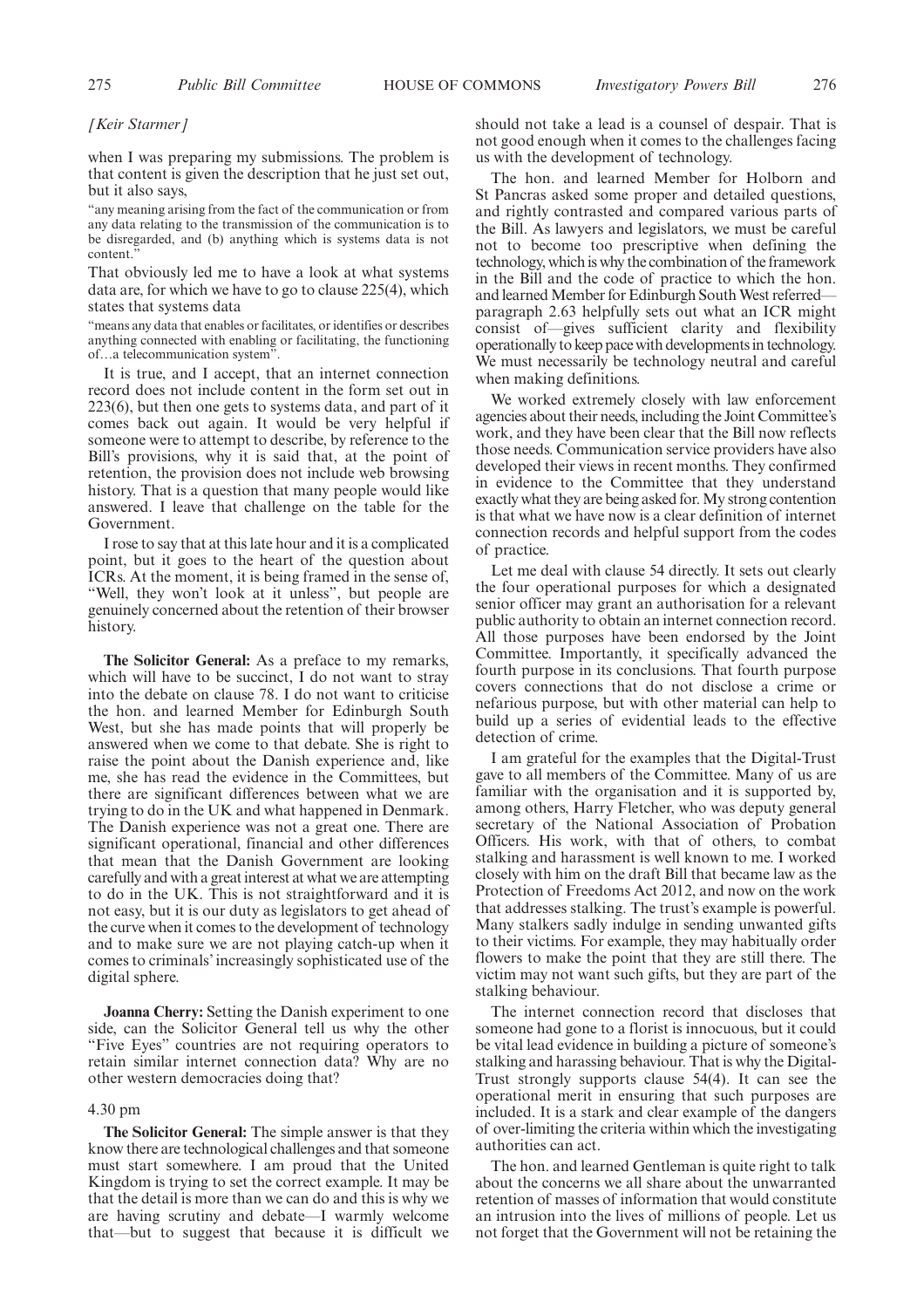*[Keir Starmer]*

when I was preparing my submissions. The problem is that content is given the description that he just set out, but it also says,

"any meaning arising from the fact of the communication or from any data relating to the transmission of the communication is to be disregarded, and (b) anything which is systems data is not content."

That obviously led me to have a look at what systems data are, for which we have to go to clause 225(4), which states that systems data

"means any data that enables or facilitates, or identifies or describes anything connected with enabling or facilitating, the functioning of…a telecommunication system".

It is true, and I accept, that an internet connection record does not include content in the form set out in 223(6), but then one gets to systems data, and part of it comes back out again. It would be very helpful if someone were to attempt to describe, by reference to the Bill's provisions, why it is said that, at the point of retention, the provision does not include web browsing history. That is a question that many people would like answered. I leave that challenge on the table for the Government.

I rose to say that at this late hour and it is a complicated point, but it goes to the heart of the question about ICRs. At the moment, it is being framed in the sense of, "Well, they won't look at it unless", but people are genuinely concerned about the retention of their browser history.

**The Solicitor General:** As a preface to my remarks, which will have to be succinct, I do not want to stray into the debate on clause 78. I do not want to criticise the hon. and learned Member for Edinburgh South West, but she has made points that will properly be answered when we come to that debate. She is right to raise the point about the Danish experience and, like me, she has read the evidence in the Committees, but there are significant differences between what we are trying to do in the UK and what happened in Denmark. The Danish experience was not a great one. There are significant operational, financial and other differences that mean that the Danish Government are looking carefully and with a great interest at what we are attempting to do in the UK. This is not straightforward and it is not easy, but it is our duty as legislators to get ahead of the curve when it comes to the development of technology and to make sure we are not playing catch-up when it comes to criminals' increasingly sophisticated use of the digital sphere.

**Joanna Cherry:** Setting the Danish experiment to one side, can the Solicitor General tell us why the other "Five Eyes" countries are not requiring operators to retain similar internet connection data? Why are no other western democracies doing that?

4.30 pm

**The Solicitor General:** The simple answer is that they know there are technological challenges and that someone must start somewhere. I am proud that the United Kingdom is trying to set the correct example. It may be that the detail is more than we can do and this is why we are having scrutiny and debate—I warmly welcome that—but to suggest that because it is difficult we should not take a lead is a counsel of despair. That is not good enough when it comes to the challenges facing us with the development of technology.

The hon. and learned Member for Holborn and St Pancras asked some proper and detailed questions, and rightly contrasted and compared various parts of the Bill. As lawyers and legislators, we must be careful not to become too prescriptive when defining the technology, which is why the combination of the framework in the Bill and the code of practice to which the hon. and learned Member for Edinburgh South West referred—paragraph 2.63 helpfully sets out what an ICR might consist of—gives sufficient clarity and flexibility operationally to keep pace with developments in technology. We must necessarily be technology neutral and careful when making definitions.

We worked extremely closely with law enforcement agencies about their needs, including the Joint Committee's work, and they have been clear that the Bill now reflects those needs. Communication service providers have also developed their views in recent months. They confirmed in evidence to the Committee that they understand exactly what they are being asked for. My strong contention is that what we have now is a clear definition of internet connection records and helpful support from the codes of practice.

Let me deal with clause 54 directly. It sets out clearly the four operational purposes for which a designated senior officer may grant an authorisation for a relevant public authority to obtain an internet connection record. All those purposes have been endorsed by the Joint Committee. Importantly, it specifically advanced the fourth purpose in its conclusions. That fourth purpose covers connections that do not disclose a crime or nefarious purpose, but with other material can help to build up a series of evidential leads to the effective detection of crime.

I am grateful for the examples that the Digital-Trust gave to all members of the Committee. Many of us are familiar with the organisation and it is supported by, among others, Harry Fletcher, who was deputy general secretary of the National Association of Probation Officers. His work, with that of others, to combat stalking and harassment is well known to me. I worked closely with him on the draft Bill that became law as the Protection of Freedoms Act 2012, and now on the work that addresses stalking. The trust's example is powerful. Many stalkers sadly indulge in sending unwanted gifts to their victims. For example, they may habitually order flowers to make the point that they are still there. The victim may not want such gifts, but they are part of the stalking behaviour.

The internet connection record that discloses that someone had gone to a florist is innocuous, but it could be vital lead evidence in building a picture of someone's stalking and harassing behaviour. That is why the Digital-Trust strongly supports clause 54(4). It can see the operational merit in ensuring that such purposes are included. It is a stark and clear example of the dangers of over-limiting the criteria within which the investigating authorities can act.

The hon. and learned Gentleman is quite right to talk about the concerns we all share about the unwarranted retention of masses of information that would constitute an intrusion into the lives of millions of people. Let us not forget that the Government will not be retaining the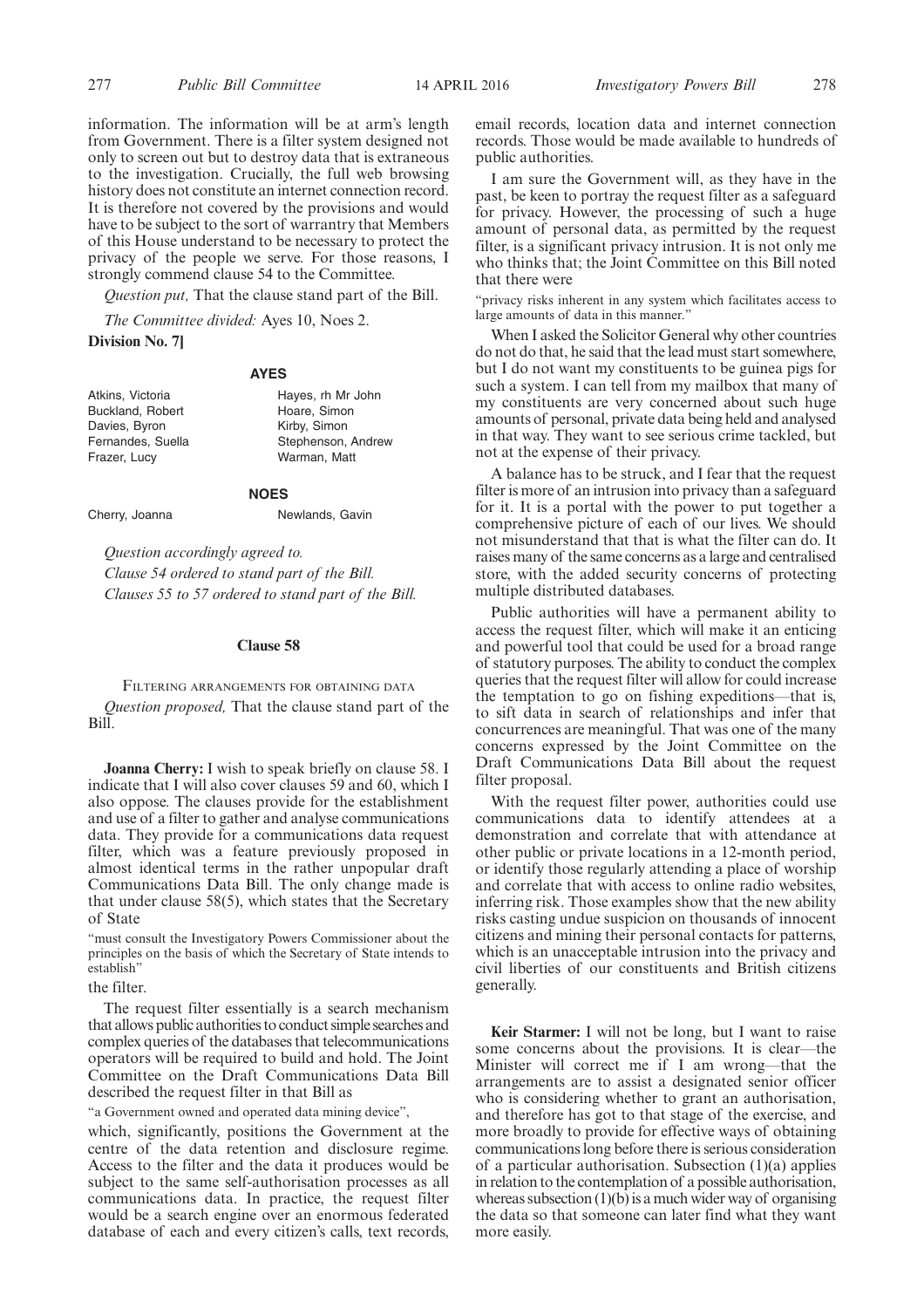information. The information will be at arm's length from Government. There is a filter system designed not only to screen out but to destroy data that is extraneous to the investigation. Crucially, the full web browsing history does not constitute an internet connection record. It is therefore not covered by the provisions and would have to be subject to the sort of warrantry that Members of this House understand to be necessary to protect the privacy of the people we serve. For those reasons, I strongly commend clause 54 to the Committee.

*Question put,* That the clause stand part of the Bill.

*The Committee divided:* Ayes 10, Noes 2.

**Division No. 7]**

**AYES**

Atkins, Victoria
Buckland, Robert
Davies, Byron
Fernandes, Suella
Frazer, Lucy
Hayes, rh Mr John
Hoare, Simon
Kirby, Simon
Stephenson, Andrew
Warman, Matt

**NOES**

Cherry, Joanna
Newlands, Gavin

*Question accordingly agreed to.*

*Clause 54 ordered to stand part of the Bill.*

*Clauses 55 to 57 ordered to stand part of the Bill.*

### Clause 58

FILTERING ARRANGEMENTS FOR OBTAINING DATA

*Question proposed,* That the clause stand part of the Bill.

**Joanna Cherry:** I wish to speak briefly on clause 58. I indicate that I will also cover clauses 59 and 60, which I also oppose. The clauses provide for the establishment and use of a filter to gather and analyse communications data. They provide for a communications data request filter, which was a feature previously proposed in almost identical terms in the rather unpopular draft Communications Data Bill. The only change made is that under clause 58(5), which states that the Secretary of State

"must consult the Investigatory Powers Commissioner about the principles on the basis of which the Secretary of State intends to establish"

the filter.

The request filter essentially is a search mechanism that allows public authorities to conduct simple searches and complex queries of the databases that telecommunications operators will be required to build and hold. The Joint Committee on the Draft Communications Data Bill described the request filter in that Bill as

"a Government owned and operated data mining device",

which, significantly, positions the Government at the centre of the data retention and disclosure regime. Access to the filter and the data it produces would be subject to the same self-authorisation processes as all communications data. In practice, the request filter would be a search engine over an enormous federated database of each and every citizen's calls, text records, email records, location data and internet connection records. Those would be made available to hundreds of public authorities.

I am sure the Government will, as they have in the past, be keen to portray the request filter as a safeguard for privacy. However, the processing of such a huge amount of personal data, as permitted by the request filter, is a significant privacy intrusion. It is not only me who thinks that; the Joint Committee on this Bill noted that there were

"privacy risks inherent in any system which facilitates access to large amounts of data in this manner."

When I asked the Solicitor General why other countries do not do that, he said that the lead must start somewhere, but I do not want my constituents to be guinea pigs for such a system. I can tell from my mailbox that many of my constituents are very concerned about such huge amounts of personal, private data being held and analysed in that way. They want to see serious crime tackled, but not at the expense of their privacy.

A balance has to be struck, and I fear that the request filter is more of an intrusion into privacy than a safeguard for it. It is a portal with the power to put together a comprehensive picture of each of our lives. We should not misunderstand that that is what the filter can do. It raises many of the same concerns as a large and centralised store, with the added security concerns of protecting multiple distributed databases.

Public authorities will have a permanent ability to access the request filter, which will make it an enticing and powerful tool that could be used for a broad range of statutory purposes. The ability to conduct the complex queries that the request filter will allow for could increase the temptation to go on fishing expeditions—that is, to sift data in search of relationships and infer that concurrences are meaningful. That was one of the many concerns expressed by the Joint Committee on the Draft Communications Data Bill about the request filter proposal.

With the request filter power, authorities could use communications data to identify attendees at a demonstration and correlate that with attendance at other public or private locations in a 12-month period, or identify those regularly attending a place of worship and correlate that with access to online radio websites, inferring risk. Those examples show that the new ability risks casting undue suspicion on thousands of innocent citizens and mining their personal contacts for patterns, which is an unacceptable intrusion into the privacy and civil liberties of our constituents and British citizens generally.

**Keir Starmer:** I will not be long, but I want to raise some concerns about the provisions. It is clear—the Minister will correct me if I am wrong—that the arrangements are to assist a designated senior officer who is considering whether to grant an authorisation, and therefore has got to that stage of the exercise, and more broadly to provide for effective ways of obtaining communications long before there is serious consideration of a particular authorisation. Subsection (1)(a) applies in relation to the contemplation of a possible authorisation, whereas subsection (1)(b) is a much wider way of organising the data so that someone can later find what they want more easily.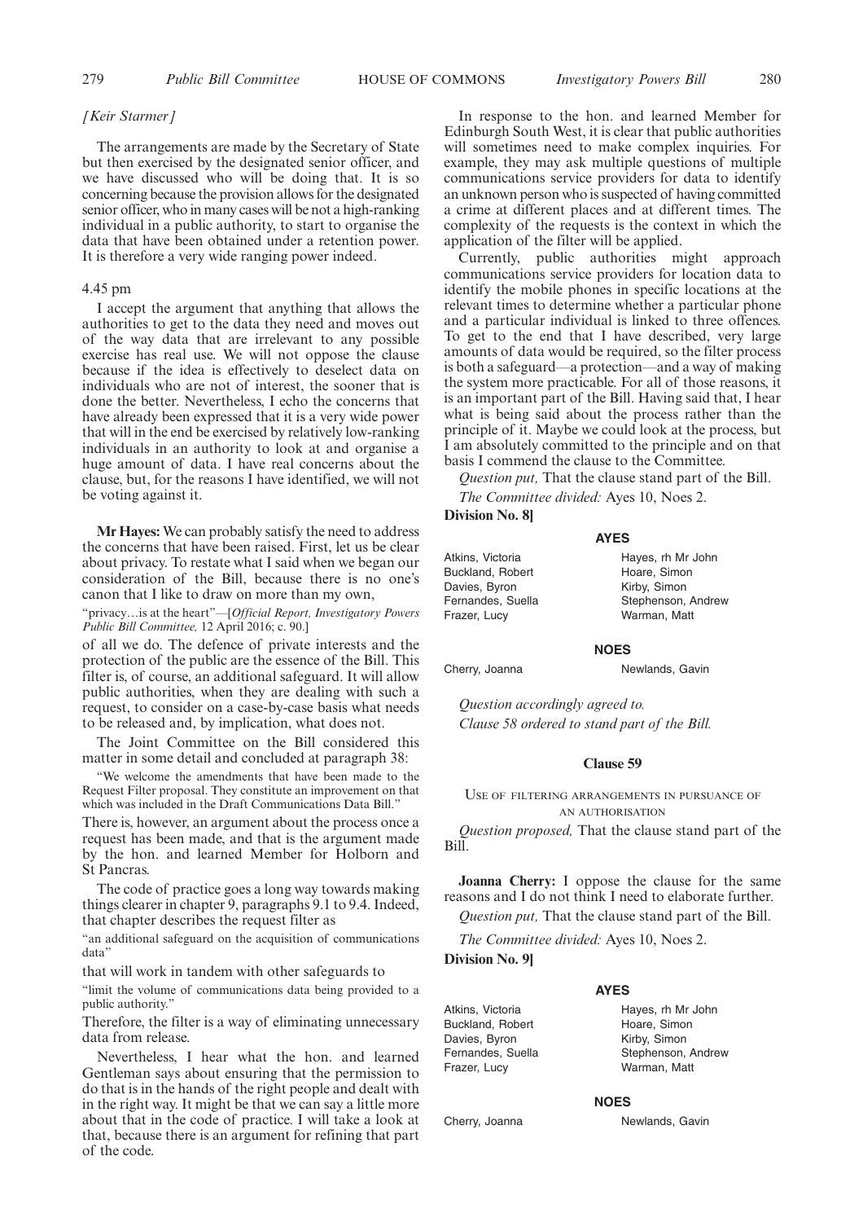*[Keir Starmer]*

The arrangements are made by the Secretary of State but then exercised by the designated senior officer, and we have discussed who will be doing that. It is so concerning because the provision allows for the designated senior officer, who in many cases will be not a high-ranking individual in a public authority, to start to organise the data that have been obtained under a retention power. It is therefore a very wide ranging power indeed.

4.45 pm

I accept the argument that anything that allows the authorities to get to the data they need and moves out of the way data that are irrelevant to any possible exercise has real use. We will not oppose the clause because if the idea is effectively to deselect data on individuals who are not of interest, the sooner that is done the better. Nevertheless, I echo the concerns that have already been expressed that it is a very wide power that will in the end be exercised by relatively low-ranking individuals in an authority to look at and organise a huge amount of data. I have real concerns about the clause, but, for the reasons I have identified, we will not be voting against it.

**Mr Hayes:** We can probably satisfy the need to address the concerns that have been raised. First, let us be clear about privacy. To restate what I said when we began our consideration of the Bill, because there is no one's canon that I like to draw on more than my own,

"privacy…is at the heart"—[*Official Report, Investigatory Powers Public Bill Committee,* 12 April 2016; c. 90.]

of all we do. The defence of private interests and the protection of the public are the essence of the Bill. This filter is, of course, an additional safeguard. It will allow public authorities, when they are dealing with such a request, to consider on a case-by-case basis what needs to be released and, by implication, what does not.

The Joint Committee on the Bill considered this matter in some detail and concluded at paragraph 38:

"We welcome the amendments that have been made to the Request Filter proposal. They constitute an improvement on that which was included in the Draft Communications Data Bill."

There is, however, an argument about the process once a request has been made, and that is the argument made by the hon. and learned Member for Holborn and St Pancras.

The code of practice goes a long way towards making things clearer in chapter 9, paragraphs 9.1 to 9.4. Indeed, that chapter describes the request filter as

"an additional safeguard on the acquisition of communications data"

that will work in tandem with other safeguards to

"limit the volume of communications data being provided to a public authority."

Therefore, the filter is a way of eliminating unnecessary data from release.

Nevertheless, I hear what the hon. and learned Gentleman says about ensuring that the permission to do that is in the hands of the right people and dealt with in the right way. It might be that we can say a little more about that in the code of practice. I will take a look at that, because there is an argument for refining that part of the code.

In response to the hon. and learned Member for Edinburgh South West, it is clear that public authorities will sometimes need to make complex inquiries. For example, they may ask multiple questions of multiple communications service providers for data to identify an unknown person who is suspected of having committed a crime at different places and at different times. The complexity of the requests is the context in which the application of the filter will be applied.

Currently, public authorities might approach communications service providers for location data to identify the mobile phones in specific locations at the relevant times to determine whether a particular phone and a particular individual is linked to three offences. To get to the end that I have described, very large amounts of data would be required, so the filter process is both a safeguard—a protection—and a way of making the system more practicable. For all of those reasons, it is an important part of the Bill. Having said that, I hear what is being said about the process rather than the principle of it. Maybe we could look at the process, but I am absolutely committed to the principle and on that basis I commend the clause to the Committee.

*Question put,* That the clause stand part of the Bill.

*The Committee divided:* Ayes 10, Noes 2.

**Division No. 8]**

**AYES**

Atkins, Victoria
Buckland, Robert
Davies, Byron
Fernandes, Suella
Frazer, Lucy
Hayes, rh Mr John
Hoare, Simon
Kirby, Simon
Stephenson, Andrew
Warman, Matt

**NOES**

Cherry, Joanna
Newlands, Gavin

*Question accordingly agreed to.*

*Clause 58 ordered to stand part of the Bill.*

### Clause 59

USE OF FILTERING ARRANGEMENTS IN PURSUANCE OF AN AUTHORISATION

*Question proposed,* That the clause stand part of the Bill.

**Joanna Cherry:** I oppose the clause for the same reasons and I do not think I need to elaborate further.

*Question put,* That the clause stand part of the Bill.

*The Committee divided:* Ayes 10, Noes 2.

**Division No. 9]**

**AYES**

Atkins, Victoria
Buckland, Robert
Davies, Byron
Fernandes, Suella
Frazer, Lucy
Hayes, rh Mr John
Hoare, Simon
Kirby, Simon
Stephenson, Andrew
Warman, Matt

**NOES**

Cherry, Joanna
Newlands, Gavin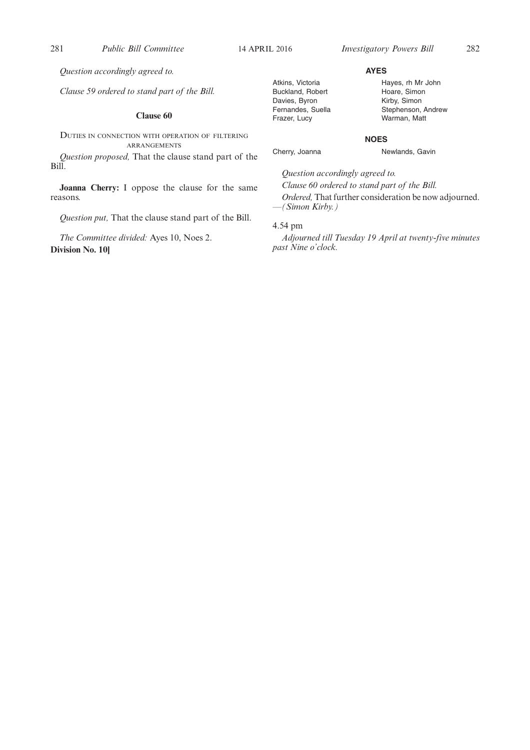*Question accordingly agreed to.*

*Clause 59 ordered to stand part of the Bill.*

### Clause 60

DUTIES IN CONNECTION WITH OPERATION OF FILTERING ARRANGEMENTS

*Question proposed,* That the clause stand part of the Bill.

**Joanna Cherry:** I oppose the clause for the same reasons.

*Question put,* That the clause stand part of the Bill.

*The Committee divided:* Ayes 10, Noes 2.

**Division No. 10]**

**AYES**

Atkins, Victoria
Buckland, Robert
Davies, Byron
Fernandes, Suella
Frazer, Lucy
Hayes, rh Mr John
Hoare, Simon
Kirby, Simon
Stephenson, Andrew
Warman, Matt

**NOES**

Cherry, Joanna
Newlands, Gavin

*Question accordingly agreed to.*

*Clause 60 ordered to stand part of the Bill.*

*Ordered,* That further consideration be now adjourned. —*(Simon Kirby.)*

4.54 pm

*Adjourned till Tuesday 19 April at twenty-five minutes past Nine o'clock.*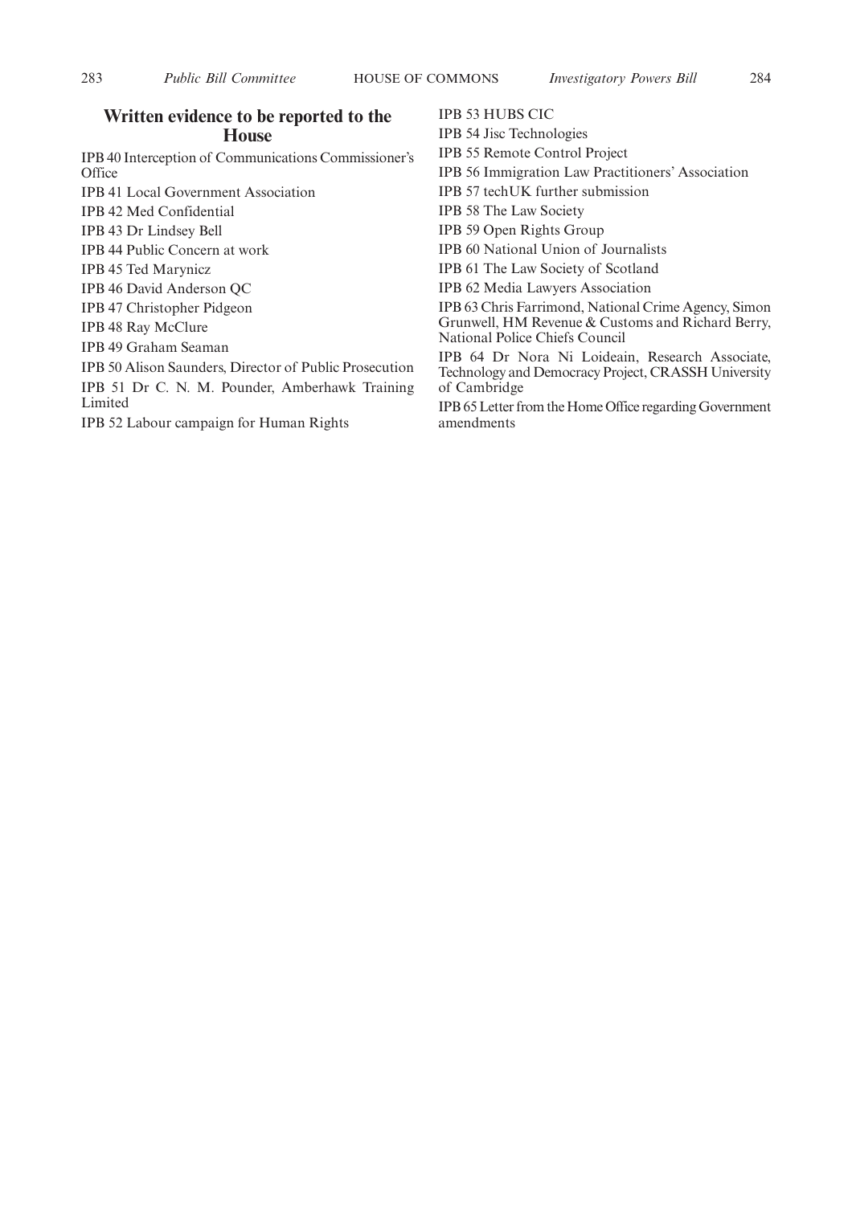## Written evidence to be reported to the House

IPB 40 Interception of Communications Commissioner's Office

IPB 41 Local Government Association

IPB 42 Med Confidential

IPB 43 Dr Lindsey Bell

IPB 44 Public Concern at work

IPB 45 Ted Marynicz

IPB 46 David Anderson QC

IPB 47 Christopher Pidgeon

IPB 48 Ray McClure

IPB 49 Graham Seaman

IPB 50 Alison Saunders, Director of Public Prosecution

IPB 51 Dr C. N. M. Pounder, Amberhawk Training Limited

IPB 52 Labour campaign for Human Rights

IPB 53 HUBS CIC

IPB 54 Jisc Technologies

IPB 55 Remote Control Project

IPB 56 Immigration Law Practitioners' Association

IPB 57 techUK further submission

IPB 58 The Law Society

IPB 59 Open Rights Group

IPB 60 National Union of Journalists

IPB 61 The Law Society of Scotland

IPB 62 Media Lawyers Association

IPB 63 Chris Farrimond, National Crime Agency, Simon Grunwell, HM Revenue & Customs and Richard Berry, National Police Chiefs Council

IPB 64 Dr Nora Ni Loideain, Research Associate, Technology and Democracy Project, CRASSH University of Cambridge

IPB 65 Letter from the Home Office regarding Government amendments